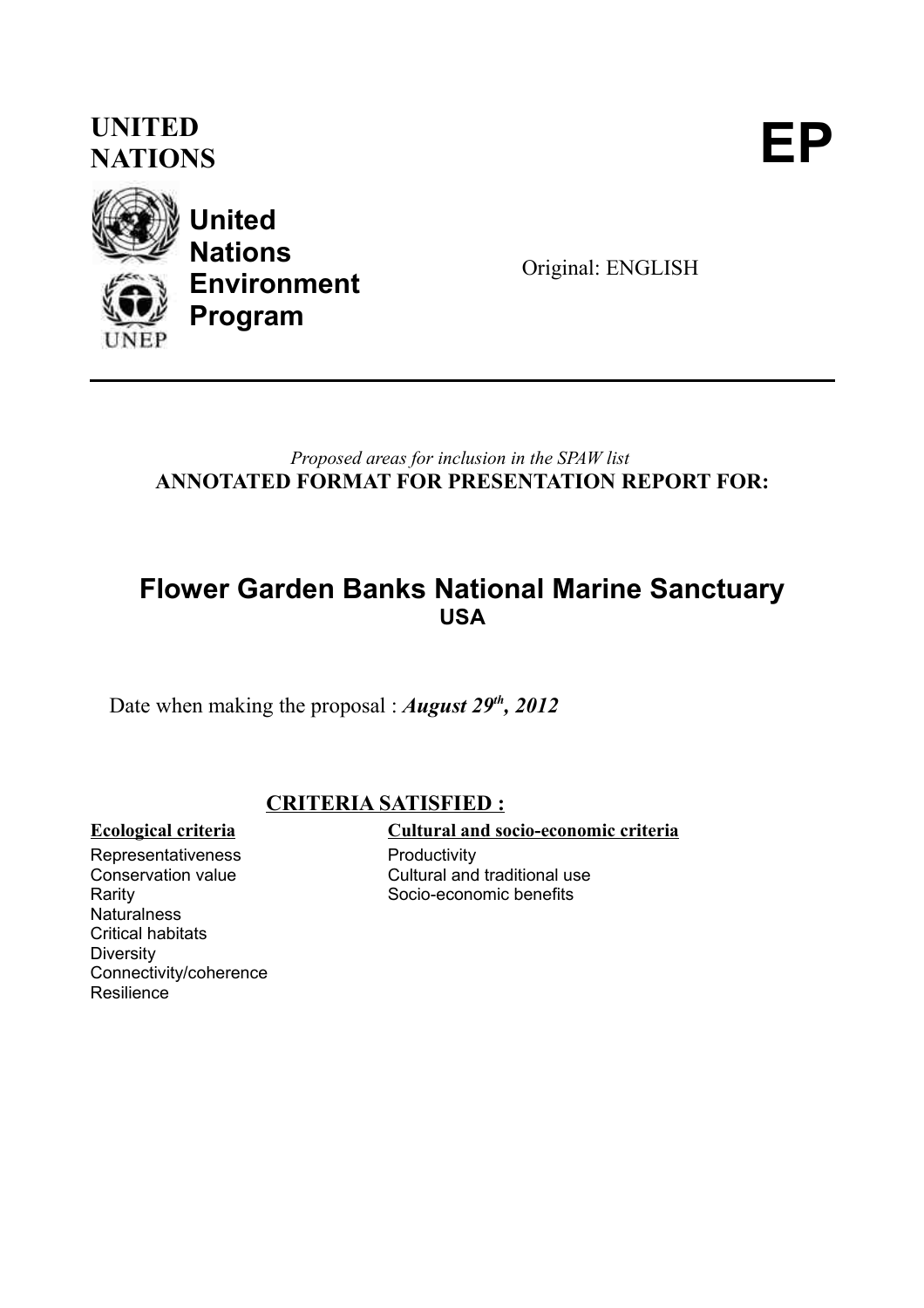**UNITED NATIONS**

# EP

**United Nations Environment Program**

Original: ENGLISH

---

*Proposed areas for inclusion in the SPAW list*

**ANNOTATED FORMAT FOR PRESENTATION REPORT FOR:**

## Flower Garden Banks National Marine Sanctuary

**USA**

Date when making the proposal : ***August 29th, 2012***

### CRITERIA SATISFIED :

**Ecological criteria**

- Representativeness
- Conservation value
- Rarity
- Naturalness
- Critical habitats
- Diversity
- Connectivity/coherence
- Resilience

**Cultural and socio-economic criteria**

- Productivity
- Cultural and traditional use
- Socio-economic benefits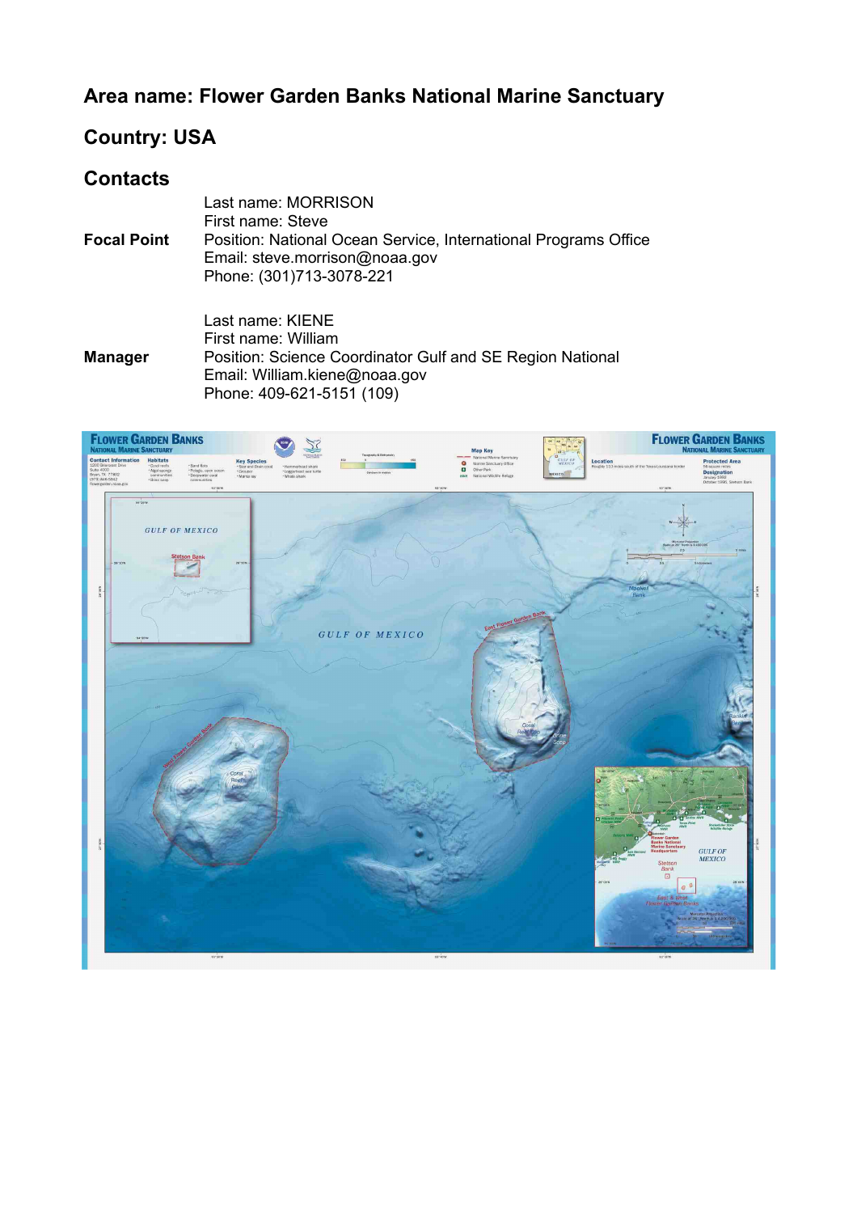## Area name: Flower Garden Banks National Marine Sanctuary

## Country: USA

## Contacts

**Focal Point**

Last name: MORRISON
First name: Steve
Position: National Ocean Service, International Programs Office
Email: steve.morrison@noaa.gov
Phone: (301)713-3078-221

**Manager**

Last name: KIENE
First name: William
Position: Science Coordinator Gulf and SE Region National
Email: William.kiene@noaa.gov
Phone: 409-621-5151 (109)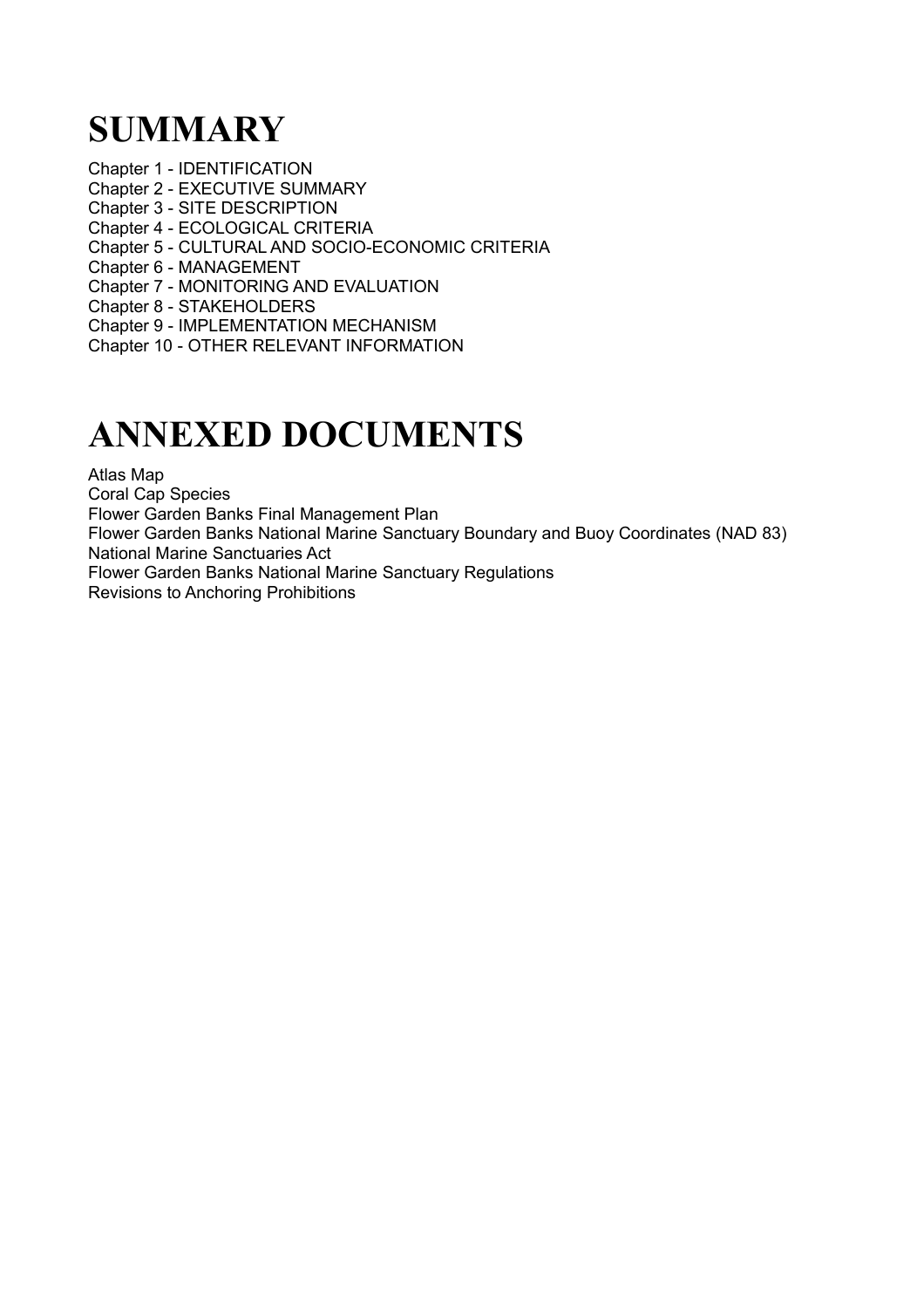# SUMMARY

Chapter 1 - IDENTIFICATION
Chapter 2 - EXECUTIVE SUMMARY
Chapter 3 - SITE DESCRIPTION
Chapter 4 - ECOLOGICAL CRITERIA
Chapter 5 - CULTURAL AND SOCIO-ECONOMIC CRITERIA
Chapter 6 - MANAGEMENT
Chapter 7 - MONITORING AND EVALUATION
Chapter 8 - STAKEHOLDERS
Chapter 9 - IMPLEMENTATION MECHANISM
Chapter 10 - OTHER RELEVANT INFORMATION

# ANNEXED DOCUMENTS

Atlas Map
Coral Cap Species
Flower Garden Banks Final Management Plan
Flower Garden Banks National Marine Sanctuary Boundary and Buoy Coordinates (NAD 83)
National Marine Sanctuaries Act
Flower Garden Banks National Marine Sanctuary Regulations
Revisions to Anchoring Prohibitions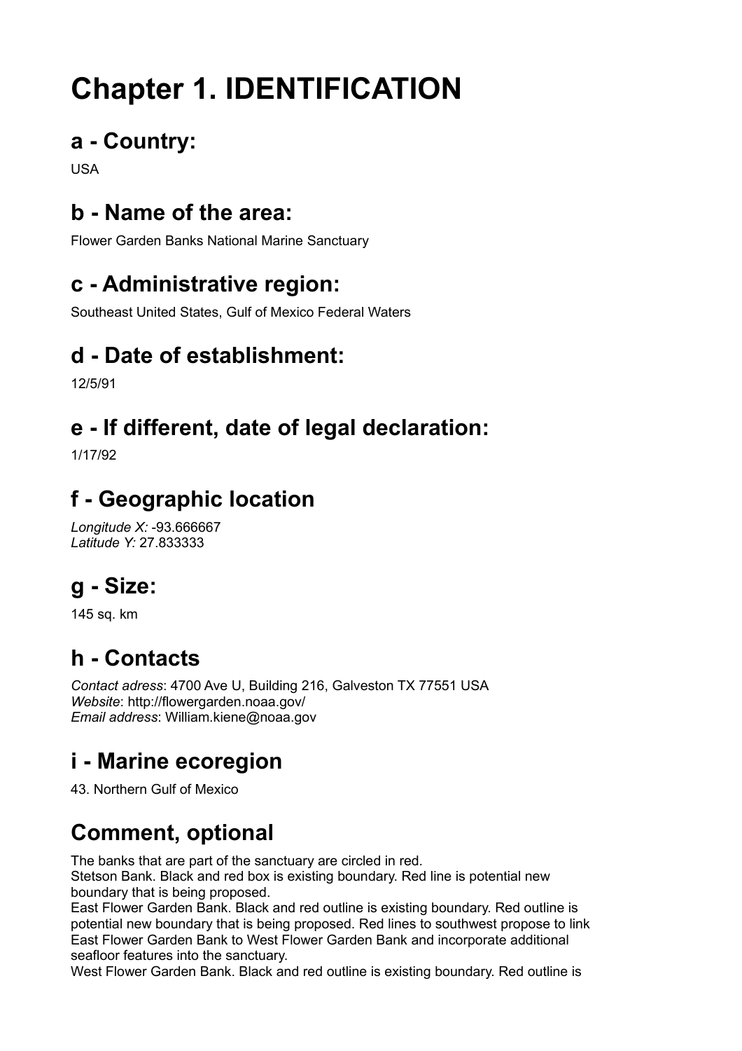# Chapter 1. IDENTIFICATION

## a - Country:

USA

## b - Name of the area:

Flower Garden Banks National Marine Sanctuary

## c - Administrative region:

Southeast United States, Gulf of Mexico Federal Waters

## d - Date of establishment:

12/5/91

## e - If different, date of legal declaration:

1/17/92

## f - Geographic location

*Longitude X:* -93.666667
*Latitude Y:* 27.833333

## g - Size:

145 sq. km

## h - Contacts

*Contact adress*: 4700 Ave U, Building 216, Galveston TX 77551 USA
*Website*: http://flowergarden.noaa.gov/
*Email address*: William.kiene@noaa.gov

## i - Marine ecoregion

43. Northern Gulf of Mexico

## Comment, optional

The banks that are part of the sanctuary are circled in red.
Stetson Bank. Black and red box is existing boundary. Red line is potential new boundary that is being proposed.
East Flower Garden Bank. Black and red outline is existing boundary. Red outline is potential new boundary that is being proposed. Red lines to southwest propose to link East Flower Garden Bank to West Flower Garden Bank and incorporate additional seafloor features into the sanctuary.
West Flower Garden Bank. Black and red outline is existing boundary. Red outline is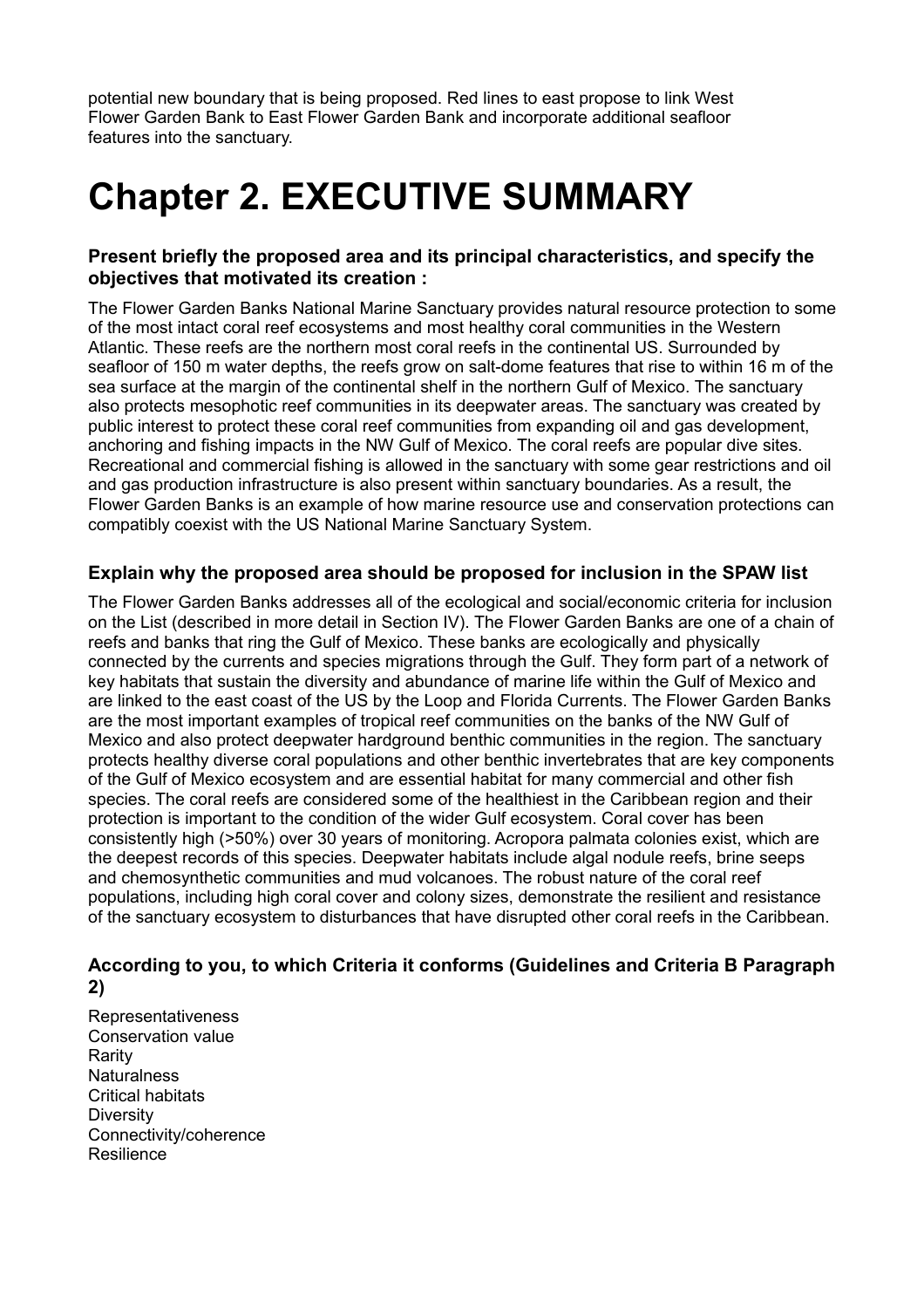potential new boundary that is being proposed. Red lines to east propose to link West Flower Garden Bank to East Flower Garden Bank and incorporate additional seafloor features into the sanctuary.

# Chapter 2. EXECUTIVE SUMMARY

### Present briefly the proposed area and its principal characteristics, and specify the objectives that motivated its creation :

The Flower Garden Banks National Marine Sanctuary provides natural resource protection to some of the most intact coral reef ecosystems and most healthy coral communities in the Western Atlantic. These reefs are the northern most coral reefs in the continental US. Surrounded by seafloor of 150 m water depths, the reefs grow on salt-dome features that rise to within 16 m of the sea surface at the margin of the continental shelf in the northern Gulf of Mexico. The sanctuary also protects mesophotic reef communities in its deepwater areas. The sanctuary was created by public interest to protect these coral reef communities from expanding oil and gas development, anchoring and fishing impacts in the NW Gulf of Mexico. The coral reefs are popular dive sites. Recreational and commercial fishing is allowed in the sanctuary with some gear restrictions and oil and gas production infrastructure is also present within sanctuary boundaries. As a result, the Flower Garden Banks is an example of how marine resource use and conservation protections can compatibly coexist with the US National Marine Sanctuary System.

### Explain why the proposed area should be proposed for inclusion in the SPAW list

The Flower Garden Banks addresses all of the ecological and social/economic criteria for inclusion on the List (described in more detail in Section IV). The Flower Garden Banks are one of a chain of reefs and banks that ring the Gulf of Mexico. These banks are ecologically and physically connected by the currents and species migrations through the Gulf. They form part of a network of key habitats that sustain the diversity and abundance of marine life within the Gulf of Mexico and are linked to the east coast of the US by the Loop and Florida Currents. The Flower Garden Banks are the most important examples of tropical reef communities on the banks of the NW Gulf of Mexico and also protect deepwater hardground benthic communities in the region. The sanctuary protects healthy diverse coral populations and other benthic invertebrates that are key components of the Gulf of Mexico ecosystem and are essential habitat for many commercial and other fish species. The coral reefs are considered some of the healthiest in the Caribbean region and their protection is important to the condition of the wider Gulf ecosystem. Coral cover has been consistently high (>50%) over 30 years of monitoring. Acropora palmata colonies exist, which are the deepest records of this species. Deepwater habitats include algal nodule reefs, brine seeps and chemosynthetic communities and mud volcanoes. The robust nature of the coral reef populations, including high coral cover and colony sizes, demonstrate the resilient and resistance of the sanctuary ecosystem to disturbances that have disrupted other coral reefs in the Caribbean.

### According to you, to which Criteria it conforms (Guidelines and Criteria B Paragraph 2)

Representativeness
Conservation value
Rarity
Naturalness
Critical habitats
Diversity
Connectivity/coherence
Resilience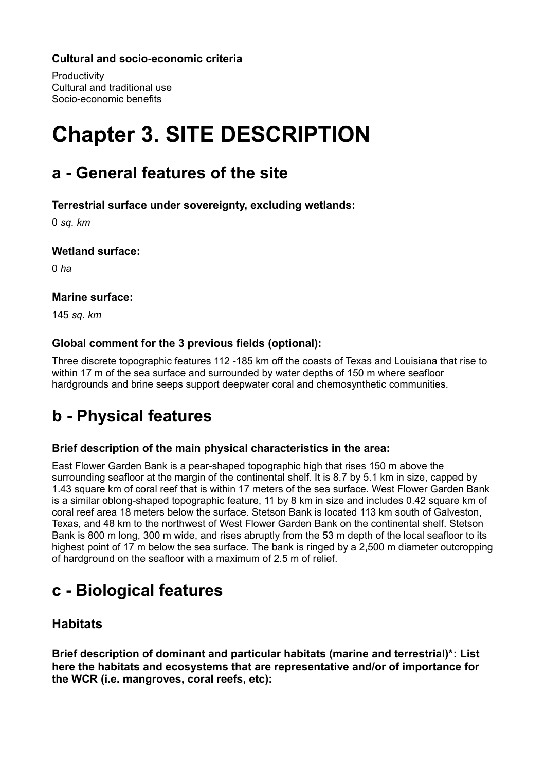#### Cultural and socio-economic criteria

Productivity
Cultural and traditional use
Socio-economic benefits

# Chapter 3. SITE DESCRIPTION

## a - General features of the site

#### Terrestrial surface under sovereignty, excluding wetlands:

0 *sq. km*

#### Wetland surface:

0 *ha*

#### Marine surface:

145 *sq. km*

#### Global comment for the 3 previous fields (optional):

Three discrete topographic features 112 -185 km off the coasts of Texas and Louisiana that rise to within 17 m of the sea surface and surrounded by water depths of 150 m where seafloor hardgrounds and brine seeps support deepwater coral and chemosynthetic communities.

## b - Physical features

#### Brief description of the main physical characteristics in the area:

East Flower Garden Bank is a pear-shaped topographic high that rises 150 m above the surrounding seafloor at the margin of the continental shelf. It is 8.7 by 5.1 km in size, capped by 1.43 square km of coral reef that is within 17 meters of the sea surface. West Flower Garden Bank is a similar oblong-shaped topographic feature, 11 by 8 km in size and includes 0.42 square km of coral reef area 18 meters below the surface. Stetson Bank is located 113 km south of Galveston, Texas, and 48 km to the northwest of West Flower Garden Bank on the continental shelf. Stetson Bank is 800 m long, 300 m wide, and rises abruptly from the 53 m depth of the local seafloor to its highest point of 17 m below the sea surface. The bank is ringed by a 2,500 m diameter outcropping of hardground on the seafloor with a maximum of 2.5 m of relief.

## c - Biological features

### Habitats

#### Brief description of dominant and particular habitats (marine and terrestrial)*: List here the habitats and ecosystems that are representative and/or of importance for the WCR (i.e. mangroves, coral reefs, etc):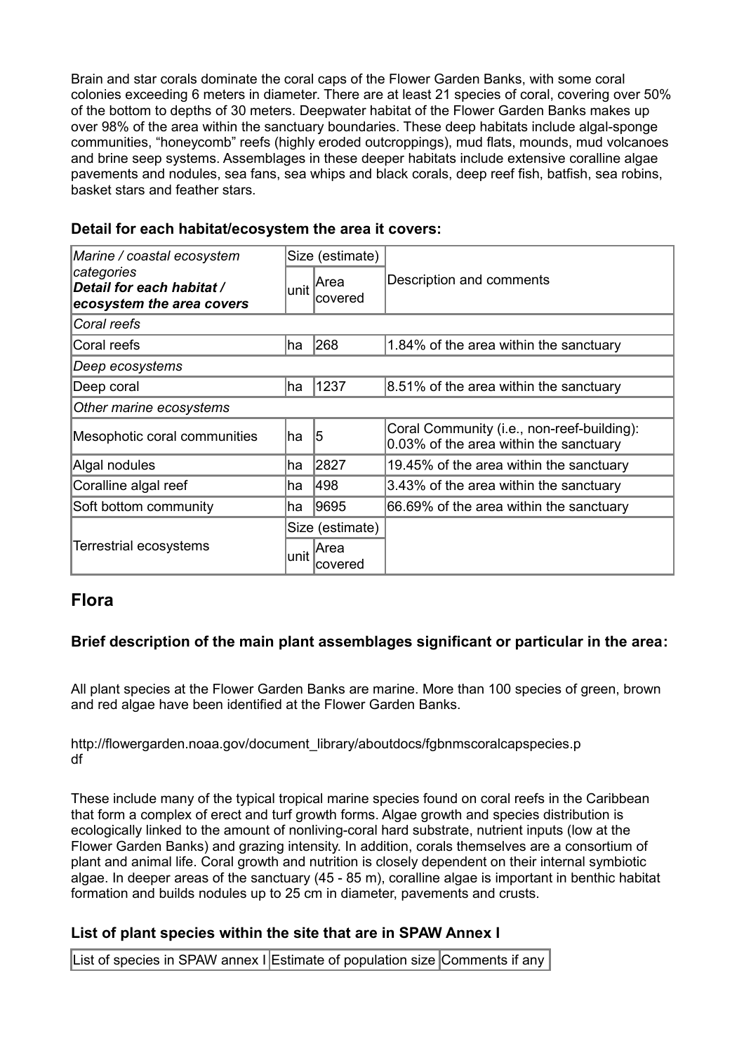Brain and star corals dominate the coral caps of the Flower Garden Banks, with some coral colonies exceeding 6 meters in diameter. There are at least 21 species of coral, covering over 50% of the bottom to depths of 30 meters. Deepwater habitat of the Flower Garden Banks makes up over 98% of the area within the sanctuary boundaries. These deep habitats include algal-sponge communities, "honeycomb" reefs (highly eroded outcroppings), mud flats, mounds, mud volcanoes and brine seep systems. Assemblages in these deeper habitats include extensive coralline algae pavements and nodules, sea fans, sea whips and black corals, deep reef fish, batfish, sea robins, basket stars and feather stars.

### Detail for each habitat/ecosystem the area it covers:

| *Marine / coastal ecosystem categories* **Detail for each habitat / ecosystem the area covers** | Size (estimate) | | Description and comments |
|---|---|---|---|
| | unit | Area covered | |
| *Coral reefs* | | | |
| Coral reefs | ha | 268 | 1.84% of the area within the sanctuary |
| *Deep ecosystems* | | | |
| Deep coral | ha | 1237 | 8.51% of the area within the sanctuary |
| *Other marine ecosystems* | | | |
| Mesophotic coral communities | ha | 5 | Coral Community (i.e., non-reef-building): 0.03% of the area within the sanctuary |
| Algal nodules | ha | 2827 | 19.45% of the area within the sanctuary |
| Coralline algal reef | ha | 498 | 3.43% of the area within the sanctuary |
| Soft bottom community | ha | 9695 | 66.69% of the area within the sanctuary |
| Terrestrial ecosystems | Size (estimate) | | |
| | unit | Area covered | |

## Flora

### Brief description of the main plant assemblages significant or particular in the area:

All plant species at the Flower Garden Banks are marine. More than 100 species of green, brown and red algae have been identified at the Flower Garden Banks.

http://flowergarden.noaa.gov/document_library/aboutdocs/fgbnmscoralcapspecies.pdf

These include many of the typical tropical marine species found on coral reefs in the Caribbean that form a complex of erect and turf growth forms. Algae growth and species distribution is ecologically linked to the amount of nonliving-coral hard substrate, nutrient inputs (low at the Flower Garden Banks) and grazing intensity. In addition, corals themselves are a consortium of plant and animal life. Coral growth and nutrition is closely dependent on their internal symbiotic algae. In deeper areas of the sanctuary (45 - 85 m), coralline algae is important in benthic habitat formation and builds nodules up to 25 cm in diameter, pavements and crusts.

### List of plant species within the site that are in SPAW Annex I

| List of species in SPAW annex I | Estimate of population size | Comments if any |
|---|---|---|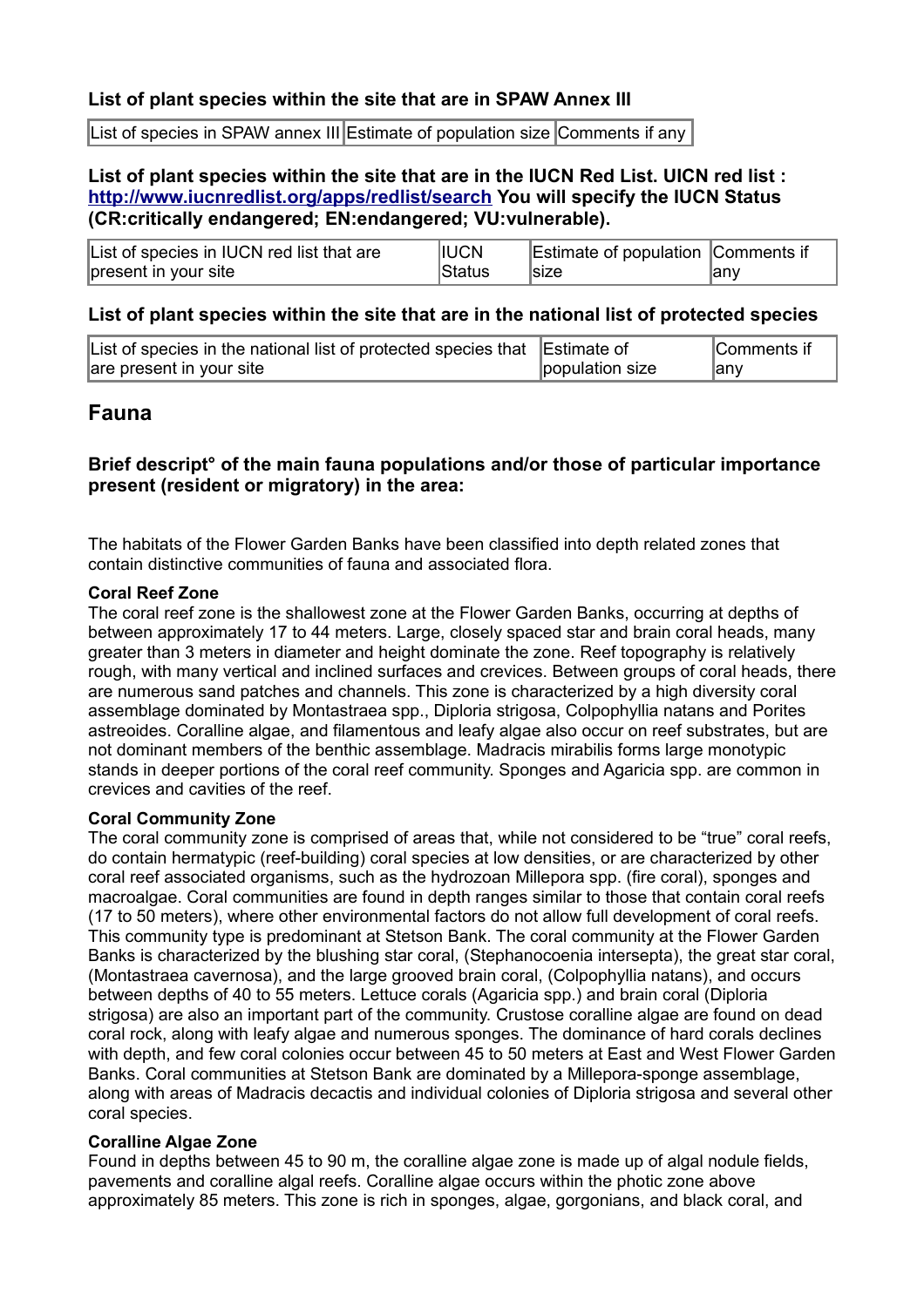### List of plant species within the site that are in SPAW Annex III

| List of species in SPAW annex III | Estimate of population size | Comments if any |
|---|---|---|

### List of plant species within the site that are in the IUCN Red List. UICN red list : [http://www.iucnredlist.org/apps/redlist/search](http://www.iucnredlist.org/apps/redlist/search) You will specify the IUCN Status (CR:critically endangered; EN:endangered; VU:vulnerable).

| List of species in IUCN red list that are present in your site | IUCN Status | Estimate of population size | Comments if any |
|---|---|---|---|

### List of plant species within the site that are in the national list of protected species

| List of species in the national list of protected species that are present in your site | Estimate of population size | Comments if any |
|---|---|---|

## Fauna

### Brief descript° of the main fauna populations and/or those of particular importance present (resident or migratory) in the area:

The habitats of the Flower Garden Banks have been classified into depth related zones that contain distinctive communities of fauna and associated flora.

**Coral Reef Zone**

The coral reef zone is the shallowest zone at the Flower Garden Banks, occurring at depths of between approximately 17 to 44 meters. Large, closely spaced star and brain coral heads, many greater than 3 meters in diameter and height dominate the zone. Reef topography is relatively rough, with many vertical and inclined surfaces and crevices. Between groups of coral heads, there are numerous sand patches and channels. This zone is characterized by a high diversity coral assemblage dominated by Montastraea spp., Diploria strigosa, Colpophyllia natans and Porites astreoides. Coralline algae, and filamentous and leafy algae also occur on reef substrates, but are not dominant members of the benthic assemblage. Madracis mirabilis forms large monotypic stands in deeper portions of the coral reef community. Sponges and Agaricia spp. are common in crevices and cavities of the reef.

**Coral Community Zone**

The coral community zone is comprised of areas that, while not considered to be "true" coral reefs, do contain hermatypic (reef-building) coral species at low densities, or are characterized by other coral reef associated organisms, such as the hydrozoan Millepora spp. (fire coral), sponges and macroalgae. Coral communities are found in depth ranges similar to those that contain coral reefs (17 to 50 meters), where other environmental factors do not allow full development of coral reefs. This community type is predominant at Stetson Bank. The coral community at the Flower Garden Banks is characterized by the blushing star coral, (Stephanocoenia intersepta), the great star coral, (Montastraea cavernosa), and the large grooved brain coral, (Colpophyllia natans), and occurs between depths of 40 to 55 meters. Lettuce corals (Agaricia spp.) and brain coral (Diploria strigosa) are also an important part of the community. Crustose coralline algae are found on dead coral rock, along with leafy algae and numerous sponges. The dominance of hard corals declines with depth, and few coral colonies occur between 45 to 50 meters at East and West Flower Garden Banks. Coral communities at Stetson Bank are dominated by a Millepora-sponge assemblage, along with areas of Madracis decactis and individual colonies of Diploria strigosa and several other coral species.

**Coralline Algae Zone**

Found in depths between 45 to 90 m, the coralline algae zone is made up of algal nodule fields, pavements and coralline algal reefs. Coralline algae occurs within the photic zone above approximately 85 meters. This zone is rich in sponges, algae, gorgonians, and black coral, and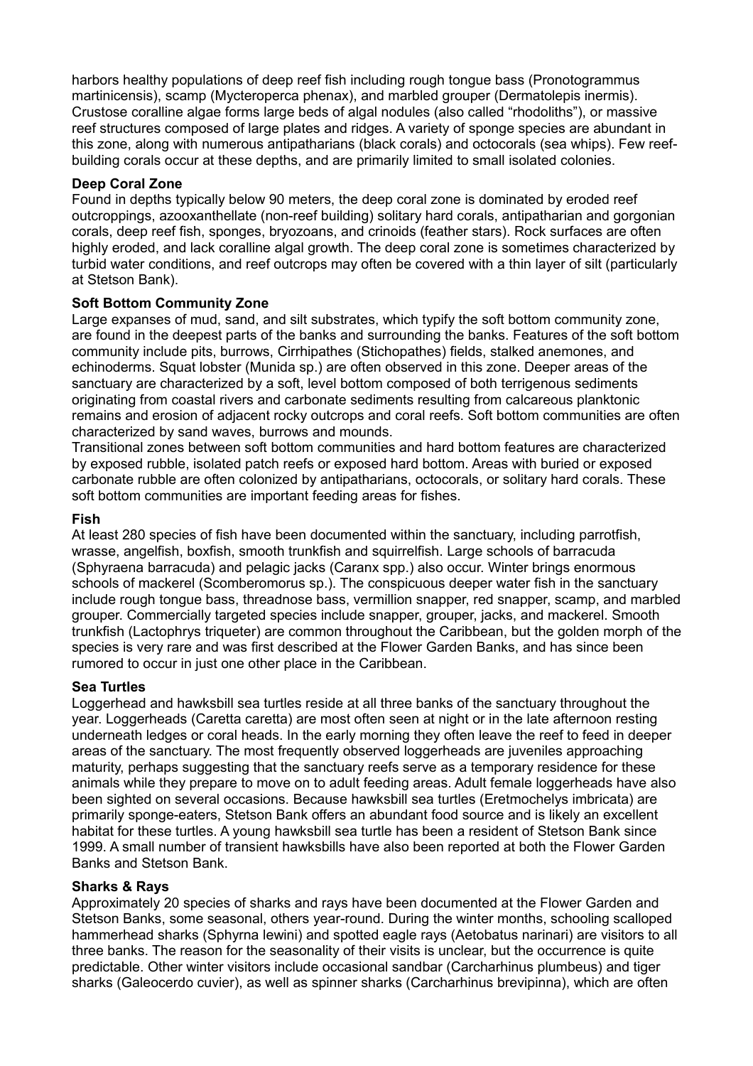harbors healthy populations of deep reef fish including rough tongue bass (Pronotogrammus martinicensis), scamp (Mycteroperca phenax), and marbled grouper (Dermatolepis inermis). Crustose coralline algae forms large beds of algal nodules (also called "rhodoliths"), or massive reef structures composed of large plates and ridges. A variety of sponge species are abundant in this zone, along with numerous antipatharians (black corals) and octocorals (sea whips). Few reef-building corals occur at these depths, and are primarily limited to small isolated colonies.

**Deep Coral Zone**

Found in depths typically below 90 meters, the deep coral zone is dominated by eroded reef outcroppings, azooxanthellate (non-reef building) solitary hard corals, antipatharian and gorgonian corals, deep reef fish, sponges, bryozoans, and crinoids (feather stars). Rock surfaces are often highly eroded, and lack coralline algal growth. The deep coral zone is sometimes characterized by turbid water conditions, and reef outcrops may often be covered with a thin layer of silt (particularly at Stetson Bank).

**Soft Bottom Community Zone**

Large expanses of mud, sand, and silt substrates, which typify the soft bottom community zone, are found in the deepest parts of the banks and surrounding the banks. Features of the soft bottom community include pits, burrows, Cirrhipathes (Stichopathes) fields, stalked anemones, and echinoderms. Squat lobster (Munida sp.) are often observed in this zone. Deeper areas of the sanctuary are characterized by a soft, level bottom composed of both terrigenous sediments originating from coastal rivers and carbonate sediments resulting from calcareous planktonic remains and erosion of adjacent rocky outcrops and coral reefs. Soft bottom communities are often characterized by sand waves, burrows and mounds.

Transitional zones between soft bottom communities and hard bottom features are characterized by exposed rubble, isolated patch reefs or exposed hard bottom. Areas with buried or exposed carbonate rubble are often colonized by antipatharians, octocorals, or solitary hard corals. These soft bottom communities are important feeding areas for fishes.

**Fish**

At least 280 species of fish have been documented within the sanctuary, including parrotfish, wrasse, angelfish, boxfish, smooth trunkfish and squirrelfish. Large schools of barracuda (Sphyraena barracuda) and pelagic jacks (Caranx spp.) also occur. Winter brings enormous schools of mackerel (Scomberomorus sp.). The conspicuous deeper water fish in the sanctuary include rough tongue bass, threadnose bass, vermillion snapper, red snapper, scamp, and marbled grouper. Commercially targeted species include snapper, grouper, jacks, and mackerel. Smooth trunkfish (Lactophrys triqueter) are common throughout the Caribbean, but the golden morph of the species is very rare and was first described at the Flower Garden Banks, and has since been rumored to occur in just one other place in the Caribbean.

**Sea Turtles**

Loggerhead and hawksbill sea turtles reside at all three banks of the sanctuary throughout the year. Loggerheads (Caretta caretta) are most often seen at night or in the late afternoon resting underneath ledges or coral heads. In the early morning they often leave the reef to feed in deeper areas of the sanctuary. The most frequently observed loggerheads are juveniles approaching maturity, perhaps suggesting that the sanctuary reefs serve as a temporary residence for these animals while they prepare to move on to adult feeding areas. Adult female loggerheads have also been sighted on several occasions. Because hawksbill sea turtles (Eretmochelys imbricata) are primarily sponge-eaters, Stetson Bank offers an abundant food source and is likely an excellent habitat for these turtles. A young hawksbill sea turtle has been a resident of Stetson Bank since 1999. A small number of transient hawksbills have also been reported at both the Flower Garden Banks and Stetson Bank.

**Sharks & Rays**

Approximately 20 species of sharks and rays have been documented at the Flower Garden and Stetson Banks, some seasonal, others year-round. During the winter months, schooling scalloped hammerhead sharks (Sphyrna lewini) and spotted eagle rays (Aetobatus narinari) are visitors to all three banks. The reason for the seasonality of their visits is unclear, but the occurrence is quite predictable. Other winter visitors include occasional sandbar (Carcharhinus plumbeus) and tiger sharks (Galeocerdo cuvier), as well as spinner sharks (Carcharhinus brevipinna), which are often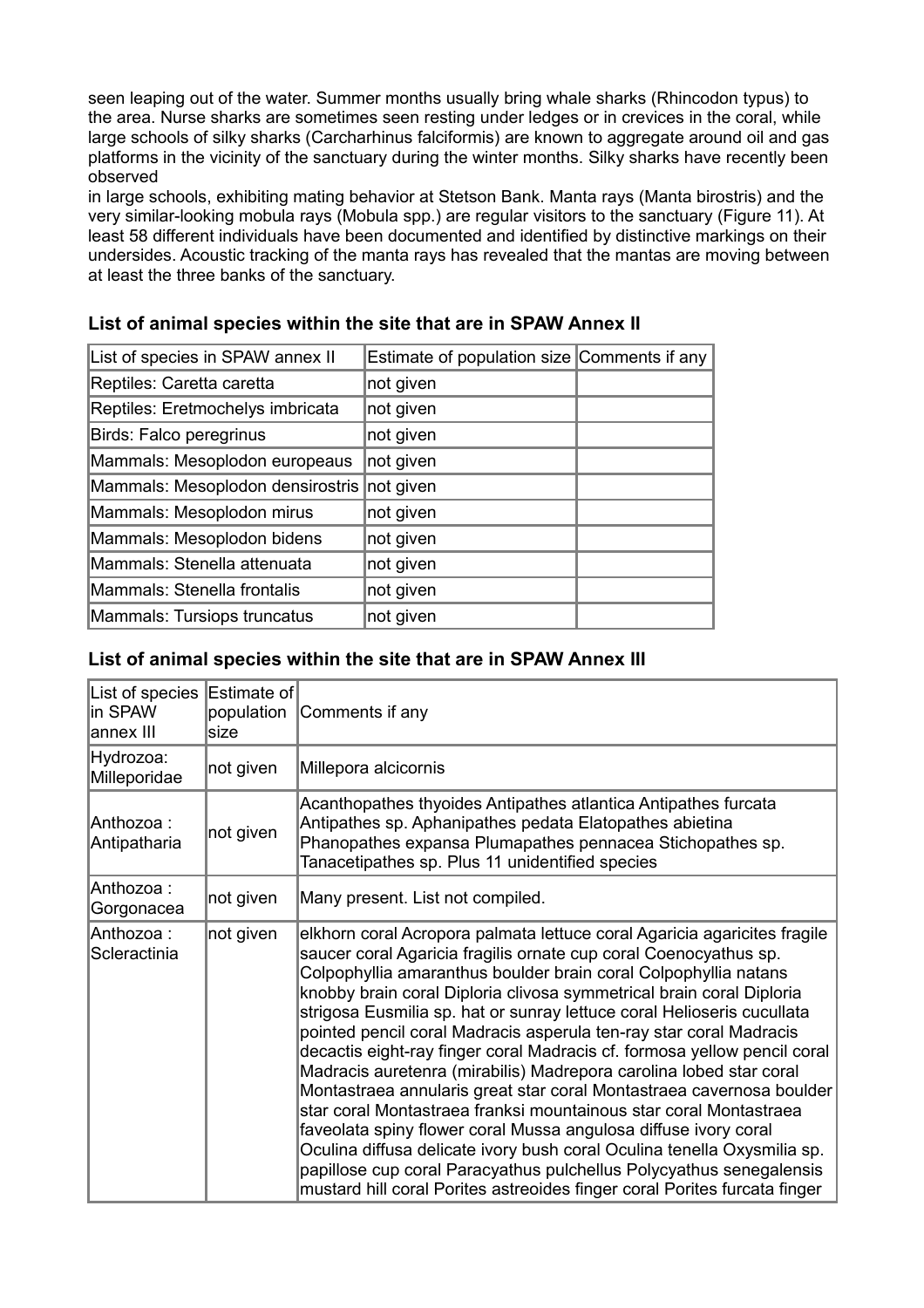seen leaping out of the water. Summer months usually bring whale sharks (Rhincodon typus) to the area. Nurse sharks are sometimes seen resting under ledges or in crevices in the coral, while large schools of silky sharks (Carcharhinus falciformis) are known to aggregate around oil and gas platforms in the vicinity of the sanctuary during the winter months. Silky sharks have recently been observed
in large schools, exhibiting mating behavior at Stetson Bank. Manta rays (Manta birostris) and the very similar-looking mobula rays (Mobula spp.) are regular visitors to the sanctuary (Figure 11). At least 58 different individuals have been documented and identified by distinctive markings on their undersides. Acoustic tracking of the manta rays has revealed that the mantas are moving between at least the three banks of the sanctuary.

### List of animal species within the site that are in SPAW Annex II

| List of species in SPAW annex II | Estimate of population size | Comments if any |
|---|---|---|
| Reptiles: Caretta caretta | not given | |
| Reptiles: Eretmochelys imbricata | not given | |
| Birds: Falco peregrinus | not given | |
| Mammals: Mesoplodon europeaus | not given | |
| Mammals: Mesoplodon densirostris | not given | |
| Mammals: Mesoplodon mirus | not given | |
| Mammals: Mesoplodon bidens | not given | |
| Mammals: Stenella attenuata | not given | |
| Mammals: Stenella frontalis | not given | |
| Mammals: Tursiops truncatus | not given | |

### List of animal species within the site that are in SPAW Annex III

| List of species in SPAW annex III | Estimate of population size | Comments if any |
|---|---|---|
| Hydrozoa: Milleporidae | not given | Millepora alcicornis |
| Anthozoa : Antipatharia | not given | Acanthopathes thyoides Antipathes atlantica Antipathes furcata Antipathes sp. Aphanipathes pedata Elatopathes abietina Phanopathes expansa Plumapathes pennacea Stichopathes sp. Tanacetipathes sp. Plus 11 unidentified species |
| Anthozoa : Gorgonacea | not given | Many present. List not compiled. |
| Anthozoa : Scleractinia | not given | elkhorn coral Acropora palmata lettuce coral Agaricia agaricites fragile saucer coral Agaricia fragilis ornate cup coral Coenocyathus sp. Colpophyllia amaranthus boulder brain coral Colpophyllia natans knobby brain coral Diploria clivosa symmetrical brain coral Diploria strigosa Eusmilia sp. hat or sunray lettuce coral Helioseris cucullata pointed pencil coral Madracis asperula ten-ray star coral Madracis decactis eight-ray finger coral Madracis cf. formosa yellow pencil coral Madracis auretenra (mirabilis) Madrepora carolina lobed star coral Montastraea annularis great star coral Montastraea cavernosa boulder star coral Montastraea franksi mountainous star coral Montastraea faveolata spiny flower coral Mussa angulosa diffuse ivory coral Oculina diffusa delicate ivory bush coral Oculina tenella Oxysmilia sp. papillose cup coral Paracyathus pulchellus Polycyathus senegalensis mustard hill coral Porites astreoides finger coral Porites furcata finger |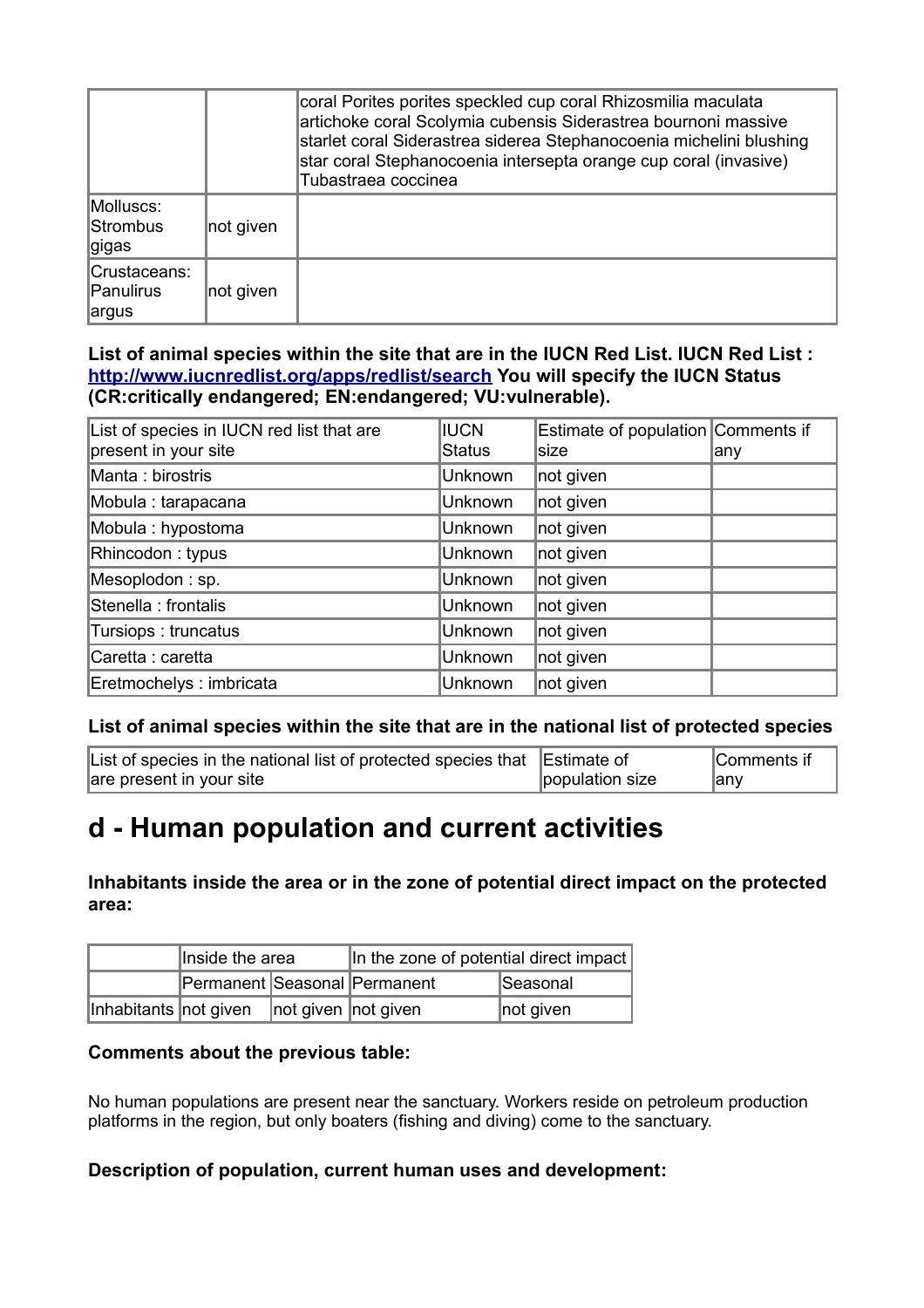| | | |
|---|---|---|
| | | coral Porites porites speckled cup coral Rhizosmilia maculata artichoke coral Scolymia cubensis Siderastrea bournoni massive starlet coral Siderastrea siderea Stephanocoenia michelini blushing star coral Stephanocoenia intersepta orange cup coral (invasive) Tubastraea coccinea |
| Molluscs: Strombus gigas | not given | |
| Crustaceans: Panulirus argus | not given | |

**List of animal species within the site that are in the IUCN Red List. IUCN Red List : [http://www.iucnredlist.org/apps/redlist/search](http://www.iucnredlist.org/apps/redlist/search) You will specify the IUCN Status (CR:critically endangered; EN:endangered; VU:vulnerable).**

| List of species in IUCN red list that are present in your site | IUCN Status | Estimate of population size | Comments if any |
|---|---|---|---|
| Manta : birostris | Unknown | not given | |
| Mobula : tarapacana | Unknown | not given | |
| Mobula : hypostoma | Unknown | not given | |
| Rhincodon : typus | Unknown | not given | |
| Mesoplodon : sp. | Unknown | not given | |
| Stenella : frontalis | Unknown | not given | |
| Tursiops : truncatus | Unknown | not given | |
| Caretta : caretta | Unknown | not given | |
| Eretmochelys : imbricata | Unknown | not given | |

**List of animal species within the site that are in the national list of protected species**

| List of species in the national list of protected species that are present in your site | Estimate of population size | Comments if any |
|---|---|---|

# d - Human population and current activities

**Inhabitants inside the area or in the zone of potential direct impact on the protected area:**

| | Inside the area | | In the zone of potential direct impact | |
|---|---|---|---|---|
| | Permanent | Seasonal | Permanent | Seasonal |
| Inhabitants | not given | not given | not given | not given |

**Comments about the previous table:**

No human populations are present near the sanctuary. Workers reside on petroleum production platforms in the region, but only boaters (fishing and diving) come to the sanctuary.

**Description of population, current human uses and development:**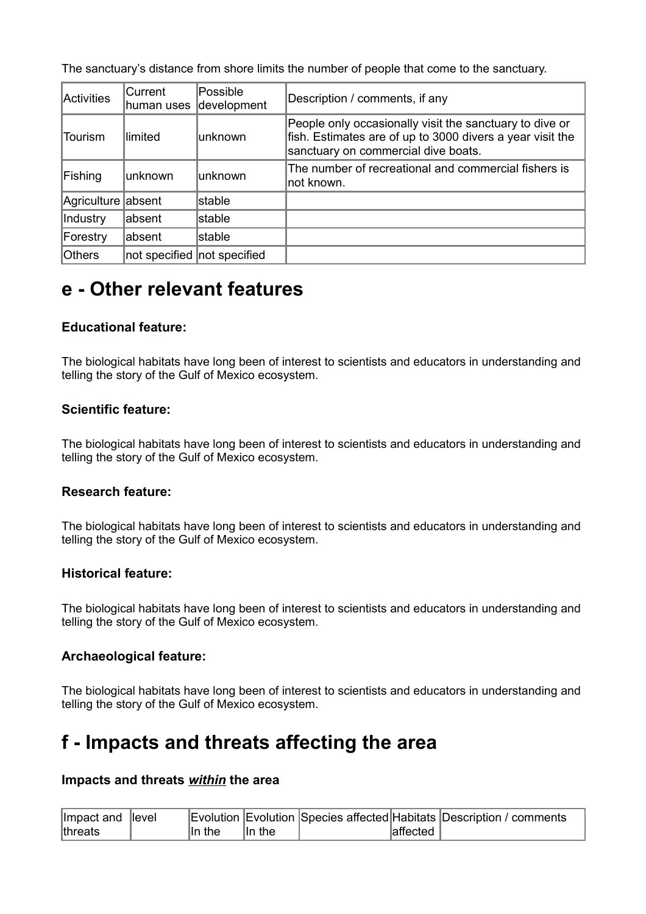The sanctuary's distance from shore limits the number of people that come to the sanctuary.

| Activities | Current human uses | Possible development | Description / comments, if any |
| --- | --- | --- | --- |
| Tourism | limited | unknown | People only occasionally visit the sanctuary to dive or fish. Estimates are of up to 3000 divers a year visit the sanctuary on commercial dive boats. |
| Fishing | unknown | unknown | The number of recreational and commercial fishers is not known. |
| Agriculture | absent | stable | |
| Industry | absent | stable | |
| Forestry | absent | stable | |
| Others | not specified | not specified | |

## e - Other relevant features

### Educational feature:

The biological habitats have long been of interest to scientists and educators in understanding and telling the story of the Gulf of Mexico ecosystem.

### Scientific feature:

The biological habitats have long been of interest to scientists and educators in understanding and telling the story of the Gulf of Mexico ecosystem.

### Research feature:

The biological habitats have long been of interest to scientists and educators in understanding and telling the story of the Gulf of Mexico ecosystem.

### Historical feature:

The biological habitats have long been of interest to scientists and educators in understanding and telling the story of the Gulf of Mexico ecosystem.

### Archaeological feature:

The biological habitats have long been of interest to scientists and educators in understanding and telling the story of the Gulf of Mexico ecosystem.

## f - Impacts and threats affecting the area

### Impacts and threats *within* the area

| Impact and threats | level | Evolution In the | Evolution In the | Species affected | Habitats affected | Description / comments |
| --- | --- | --- | --- | --- | --- | --- |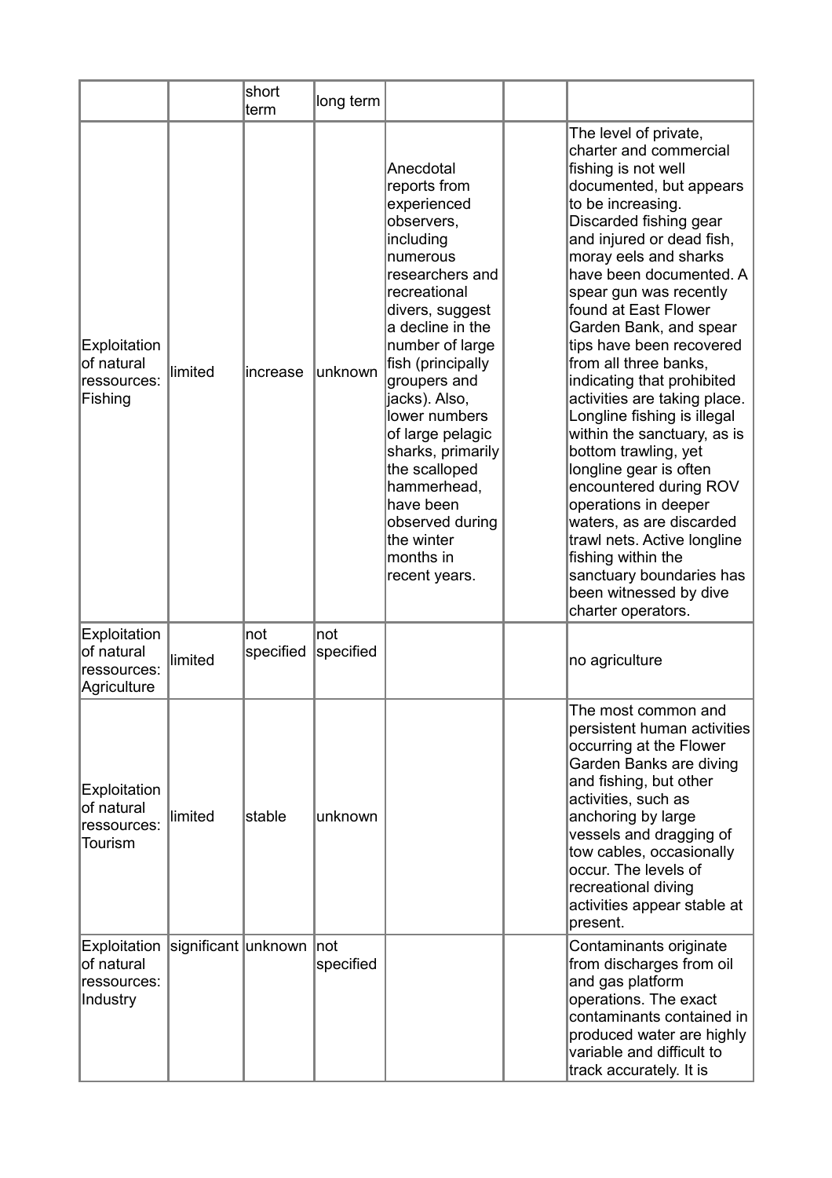|  |  | short term | long term |  |  |  |
|---|---|---|---|---|---|---|
| Exploitation of natural ressources: Fishing | limited | increase | unknown | Anecdotal reports from experienced observers, including numerous researchers and recreational divers, suggest a decline in the number of large fish (principally groupers and jacks). Also, lower numbers of large pelagic sharks, primarily the scalloped hammerhead, have been observed during the winter months in recent years. |  | The level of private, charter and commercial fishing is not well documented, but appears to be increasing. Discarded fishing gear and injured or dead fish, moray eels and sharks have been documented. A spear gun was recently found at East Flower Garden Bank, and spear tips have been recovered from all three banks, indicating that prohibited activities are taking place. Longline fishing is illegal within the sanctuary, as is bottom trawling, yet longline gear is often encountered during ROV operations in deeper waters, as are discarded trawl nets. Active longline fishing within the sanctuary boundaries has been witnessed by dive charter operators. |
| Exploitation of natural ressources: Agriculture | limited | not specified | not specified |  |  | no agriculture |
| Exploitation of natural ressources: Tourism | limited | stable | unknown |  |  | The most common and persistent human activities occurring at the Flower Garden Banks are diving and fishing, but other activities, such as anchoring by large vessels and dragging of tow cables, occasionally occur. The levels of recreational diving activities appear stable at present. |
| Exploitation of natural ressources: Industry | significant | unknown | not specified |  |  | Contaminants originate from discharges from oil and gas platform operations. The exact contaminants contained in produced water are highly variable and difficult to track accurately. It is |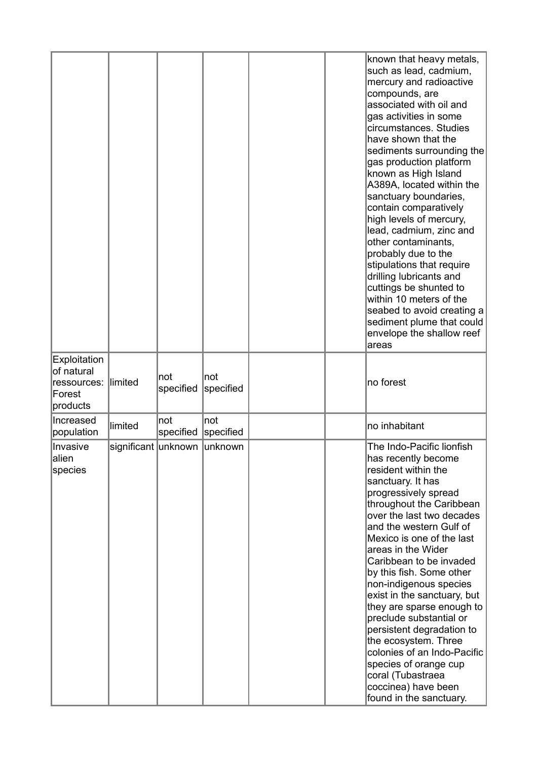| | | | | | | |
|---|---|---|---|---|---|---|
| | | | | | | known that heavy metals, such as lead, cadmium, mercury and radioactive compounds, are associated with oil and gas activities in some circumstances. Studies have shown that the sediments surrounding the gas production platform known as High Island A389A, located within the sanctuary boundaries, contain comparatively high levels of mercury, lead, cadmium, zinc and other contaminants, probably due to the stipulations that require drilling lubricants and cuttings be shunted to within 10 meters of the seabed to avoid creating a sediment plume that could envelope the shallow reef areas |
| Exploitation of natural ressources: Forest products | limited | not specified | not specified | | | no forest |
| Increased population | limited | not specified | not specified | | | no inhabitant |
| Invasive alien species | significant | unknown | unknown | | | The Indo-Pacific lionfish has recently become resident within the sanctuary. It has progressively spread throughout the Caribbean over the last two decades and the western Gulf of Mexico is one of the last areas in the Wider Caribbean to be invaded by this fish. Some other non-indigenous species exist in the sanctuary, but they are sparse enough to preclude substantial or persistent degradation to the ecosystem. Three colonies of an Indo-Pacific species of orange cup coral (Tubastraea coccinea) have been found in the sanctuary. |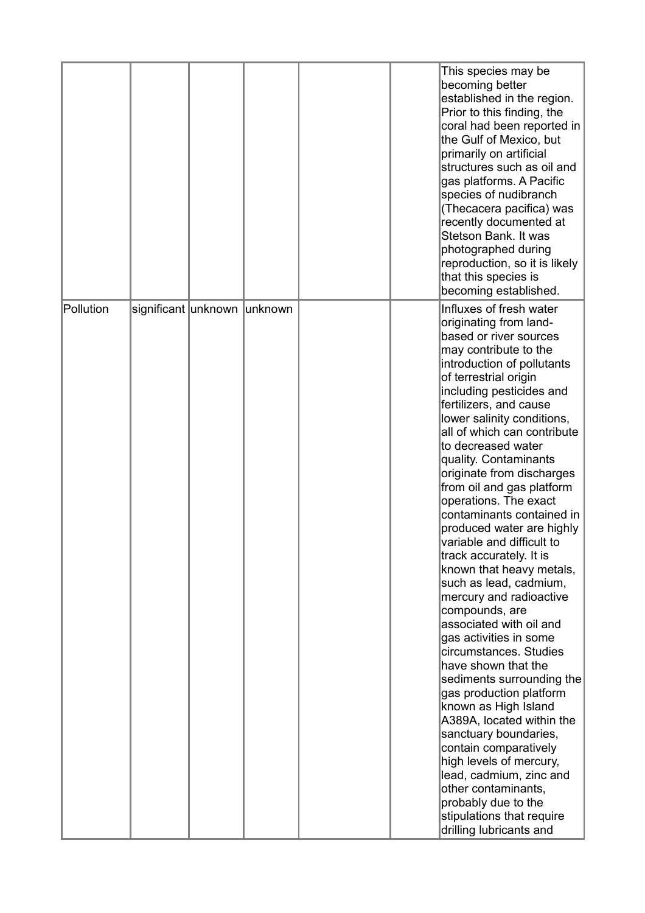| | | | | | | |
|---|---|---|---|---|---|---|
| | | | | | | This species may be becoming better established in the region. Prior to this finding, the coral had been reported in the Gulf of Mexico, but primarily on artificial structures such as oil and gas platforms. A Pacific species of nudibranch (Thecacera pacifica) was recently documented at Stetson Bank. It was photographed during reproduction, so it is likely that this species is becoming established. |
| Pollution | significant | unknown | unknown | | | Influxes of fresh water originating from land-based or river sources may contribute to the introduction of pollutants of terrestrial origin including pesticides and fertilizers, and cause lower salinity conditions, all of which can contribute to decreased water quality. Contaminants originate from discharges from oil and gas platform operations. The exact contaminants contained in produced water are highly variable and difficult to track accurately. It is known that heavy metals, such as lead, cadmium, mercury and radioactive compounds, are associated with oil and gas activities in some circumstances. Studies have shown that the sediments surrounding the gas production platform known as High Island A389A, located within the sanctuary boundaries, contain comparatively high levels of mercury, lead, cadmium, zinc and other contaminants, probably due to the stipulations that require drilling lubricants and |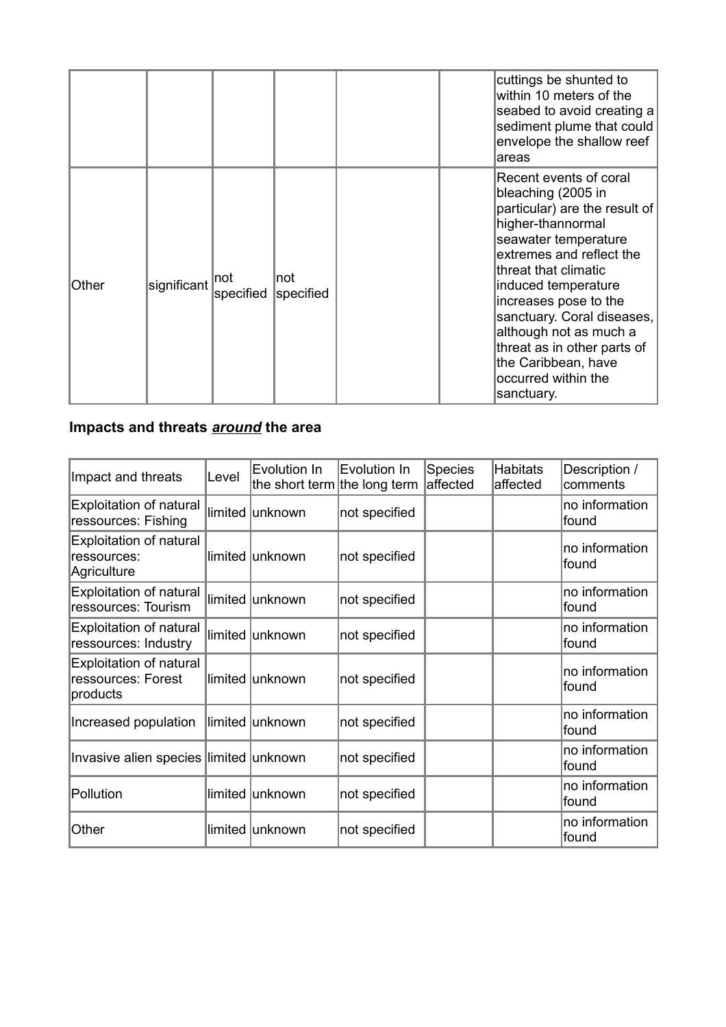| | | | | | | |
|---|---|---|---|---|---|---|
| | | | | | | cuttings be shunted to within 10 meters of the seabed to avoid creating a sediment plume that could envelope the shallow reef areas |
| Other | significant | not specified | not specified | | | Recent events of coral bleaching (2005 in particular) are the result of higher-thannormal seawater temperature extremes and reflect the threat that climatic induced temperature increases pose to the sanctuary. Coral diseases, although not as much a threat as in other parts of the Caribbean, have occurred within the sanctuary. |

### Impacts and threats ***around*** the area

| Impact and threats | Level | Evolution In the short term | Evolution In the long term | Species affected | Habitats affected | Description / comments |
|---|---|---|---|---|---|---|
| Exploitation of natural ressources: Fishing | limited | unknown | not specified | | | no information found |
| Exploitation of natural ressources: Agriculture | limited | unknown | not specified | | | no information found |
| Exploitation of natural ressources: Tourism | limited | unknown | not specified | | | no information found |
| Exploitation of natural ressources: Industry | limited | unknown | not specified | | | no information found |
| Exploitation of natural ressources: Forest products | limited | unknown | not specified | | | no information found |
| Increased population | limited | unknown | not specified | | | no information found |
| Invasive alien species | limited | unknown | not specified | | | no information found |
| Pollution | limited | unknown | not specified | | | no information found |
| Other | limited | unknown | not specified | | | no information found |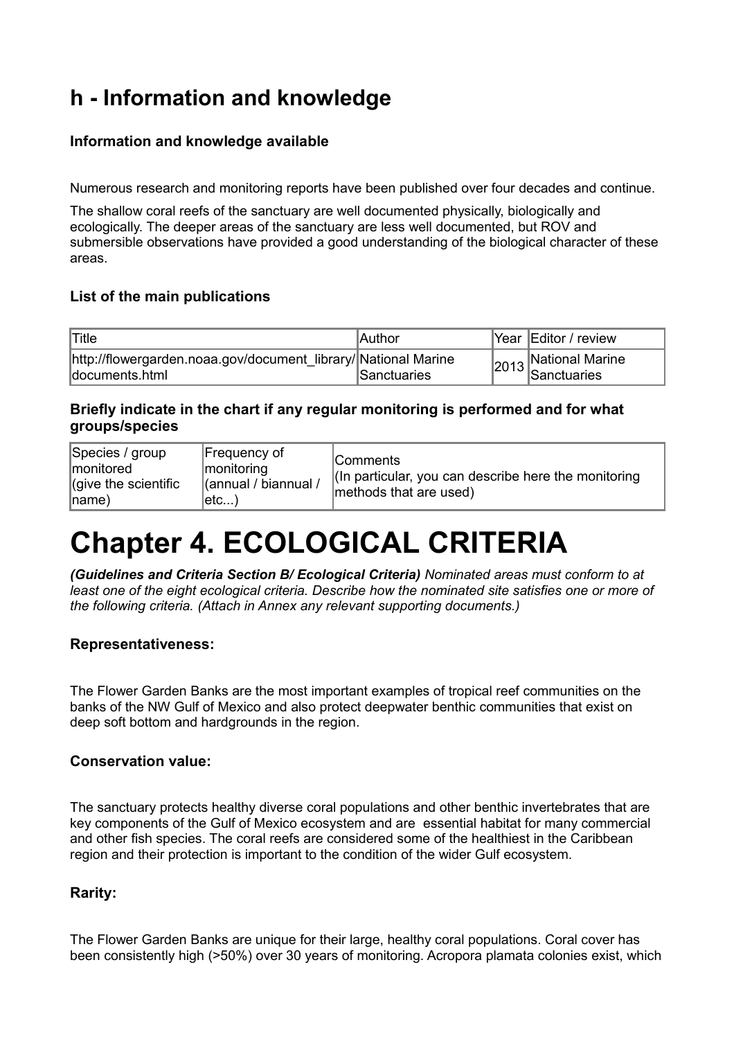## h - Information and knowledge

### Information and knowledge available

Numerous research and monitoring reports have been published over four decades and continue.

The shallow coral reefs of the sanctuary are well documented physically, biologically and ecologically. The deeper areas of the sanctuary are less well documented, but ROV and submersible observations have provided a good understanding of the biological character of these areas.

### List of the main publications

| Title | Author | Year | Editor / review |
|---|---|---|---|
| http://flowergarden.noaa.gov/document_library/documents.html | National Marine Sanctuaries | 2013 | National Marine Sanctuaries |

### Briefly indicate in the chart if any regular monitoring is performed and for what groups/species

| Species / group monitored (give the scientific name) | Frequency of monitoring (annual / biannual / etc...) | Comments (In particular, you can describe here the monitoring methods that are used) |
|---|---|---|

# Chapter 4. ECOLOGICAL CRITERIA

***(Guidelines and Criteria Section B/ Ecological Criteria)*** *Nominated areas must conform to at least one of the eight ecological criteria. Describe how the nominated site satisfies one or more of the following criteria. (Attach in Annex any relevant supporting documents.)*

### Representativeness:

The Flower Garden Banks are the most important examples of tropical reef communities on the banks of the NW Gulf of Mexico and also protect deepwater benthic communities that exist on deep soft bottom and hardgrounds in the region.

### Conservation value:

The sanctuary protects healthy diverse coral populations and other benthic invertebrates that are key components of the Gulf of Mexico ecosystem and are essential habitat for many commercial and other fish species. The coral reefs are considered some of the healthiest in the Caribbean region and their protection is important to the condition of the wider Gulf ecosystem.

### Rarity:

The Flower Garden Banks are unique for their large, healthy coral populations. Coral cover has been consistently high (>50%) over 30 years of monitoring. Acropora plamata colonies exist, which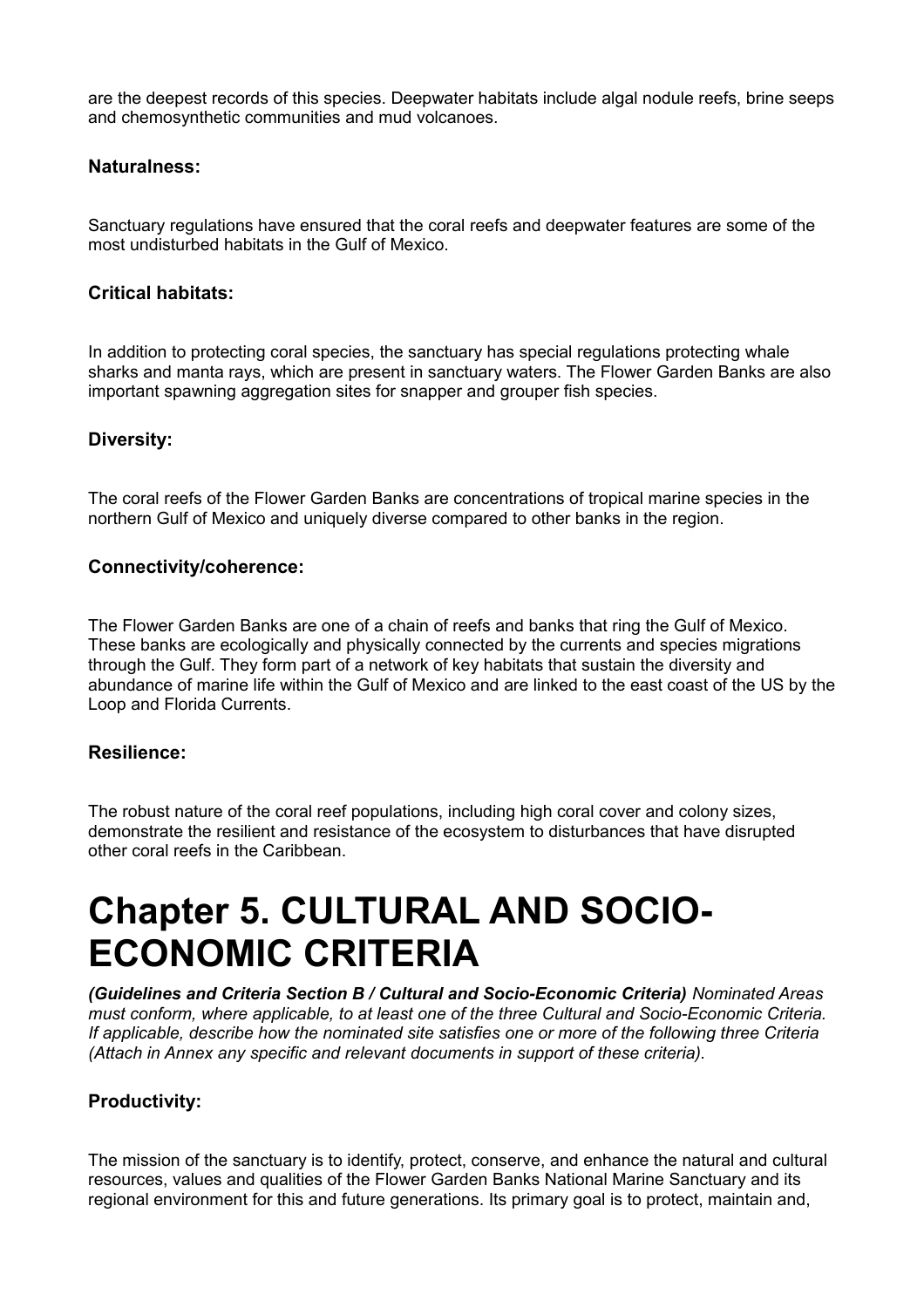are the deepest records of this species. Deepwater habitats include algal nodule reefs, brine seeps and chemosynthetic communities and mud volcanoes.

### Naturalness:

Sanctuary regulations have ensured that the coral reefs and deepwater features are some of the most undisturbed habitats in the Gulf of Mexico.

### Critical habitats:

In addition to protecting coral species, the sanctuary has special regulations protecting whale sharks and manta rays, which are present in sanctuary waters. The Flower Garden Banks are also important spawning aggregation sites for snapper and grouper fish species.

### Diversity:

The coral reefs of the Flower Garden Banks are concentrations of tropical marine species in the northern Gulf of Mexico and uniquely diverse compared to other banks in the region.

### Connectivity/coherence:

The Flower Garden Banks are one of a chain of reefs and banks that ring the Gulf of Mexico. These banks are ecologically and physically connected by the currents and species migrations through the Gulf. They form part of a network of key habitats that sustain the diversity and abundance of marine life within the Gulf of Mexico and are linked to the east coast of the US by the Loop and Florida Currents.

### Resilience:

The robust nature of the coral reef populations, including high coral cover and colony sizes, demonstrate the resilient and resistance of the ecosystem to disturbances that have disrupted other coral reefs in the Caribbean.

# Chapter 5. CULTURAL AND SOCIO-ECONOMIC CRITERIA

***(Guidelines and Criteria Section B / Cultural and Socio-Economic Criteria)*** *Nominated Areas must conform, where applicable, to at least one of the three Cultural and Socio-Economic Criteria. If applicable, describe how the nominated site satisfies one or more of the following three Criteria (Attach in Annex any specific and relevant documents in support of these criteria).*

### Productivity:

The mission of the sanctuary is to identify, protect, conserve, and enhance the natural and cultural resources, values and qualities of the Flower Garden Banks National Marine Sanctuary and its regional environment for this and future generations. Its primary goal is to protect, maintain and,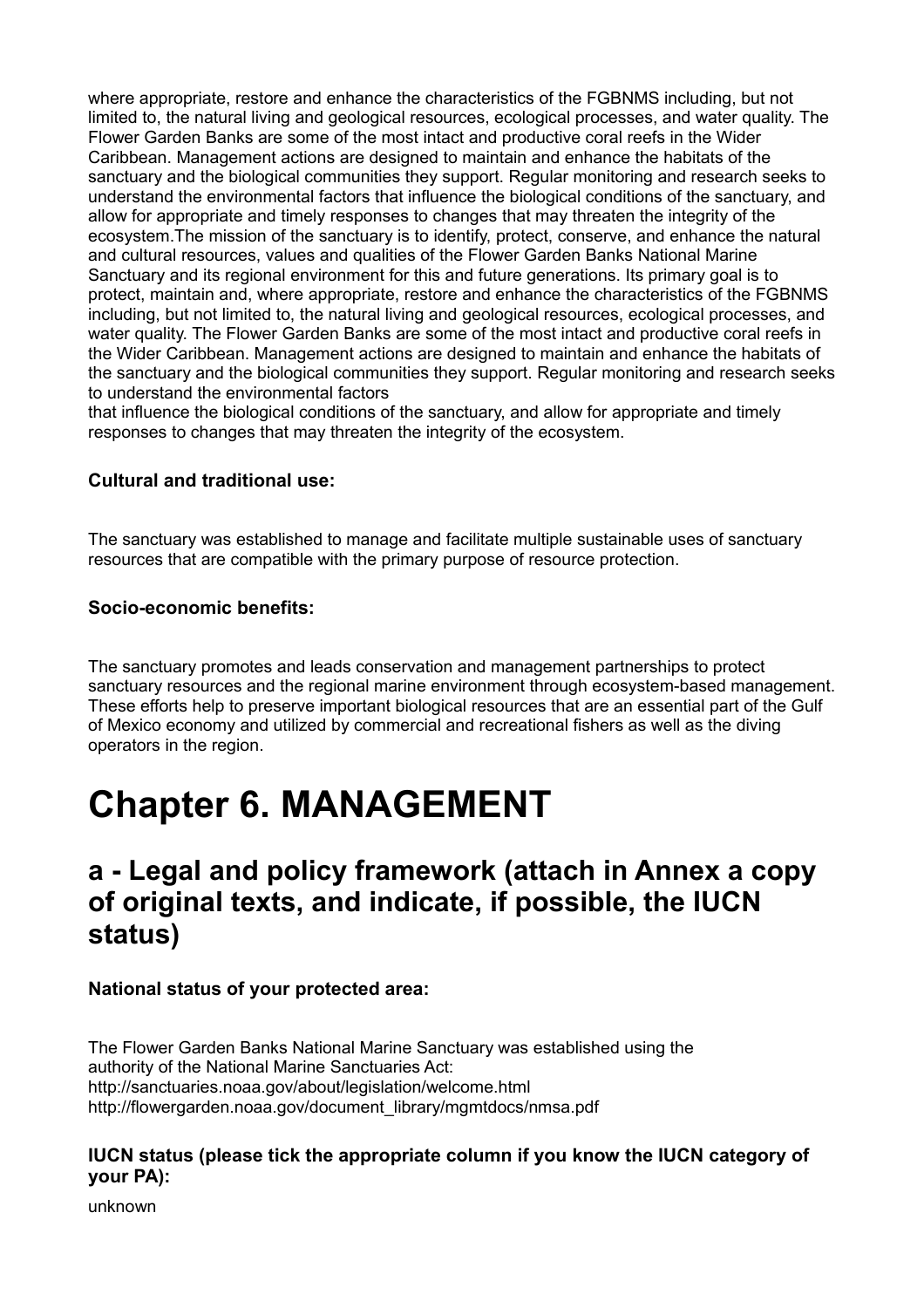where appropriate, restore and enhance the characteristics of the FGBNMS including, but not limited to, the natural living and geological resources, ecological processes, and water quality. The Flower Garden Banks are some of the most intact and productive coral reefs in the Wider Caribbean. Management actions are designed to maintain and enhance the habitats of the sanctuary and the biological communities they support. Regular monitoring and research seeks to understand the environmental factors that influence the biological conditions of the sanctuary, and allow for appropriate and timely responses to changes that may threaten the integrity of the ecosystem.The mission of the sanctuary is to identify, protect, conserve, and enhance the natural and cultural resources, values and qualities of the Flower Garden Banks National Marine Sanctuary and its regional environment for this and future generations. Its primary goal is to protect, maintain and, where appropriate, restore and enhance the characteristics of the FGBNMS including, but not limited to, the natural living and geological resources, ecological processes, and water quality. The Flower Garden Banks are some of the most intact and productive coral reefs in the Wider Caribbean. Management actions are designed to maintain and enhance the habitats of the sanctuary and the biological communities they support. Regular monitoring and research seeks to understand the environmental factors
that influence the biological conditions of the sanctuary, and allow for appropriate and timely responses to changes that may threaten the integrity of the ecosystem.

**Cultural and traditional use:**

The sanctuary was established to manage and facilitate multiple sustainable uses of sanctuary resources that are compatible with the primary purpose of resource protection.

**Socio-economic benefits:**

The sanctuary promotes and leads conservation and management partnerships to protect sanctuary resources and the regional marine environment through ecosystem-based management. These efforts help to preserve important biological resources that are an essential part of the Gulf of Mexico economy and utilized by commercial and recreational fishers as well as the diving operators in the region.

# Chapter 6. MANAGEMENT

## a - Legal and policy framework (attach in Annex a copy of original texts, and indicate, if possible, the IUCN status)

**National status of your protected area:**

The Flower Garden Banks National Marine Sanctuary was established using the
authority of the National Marine Sanctuaries Act:
http://sanctuaries.noaa.gov/about/legislation/welcome.html
http://flowergarden.noaa.gov/document_library/mgmtdocs/nmsa.pdf

**IUCN status (please tick the appropriate column if you know the IUCN category of your PA):**

unknown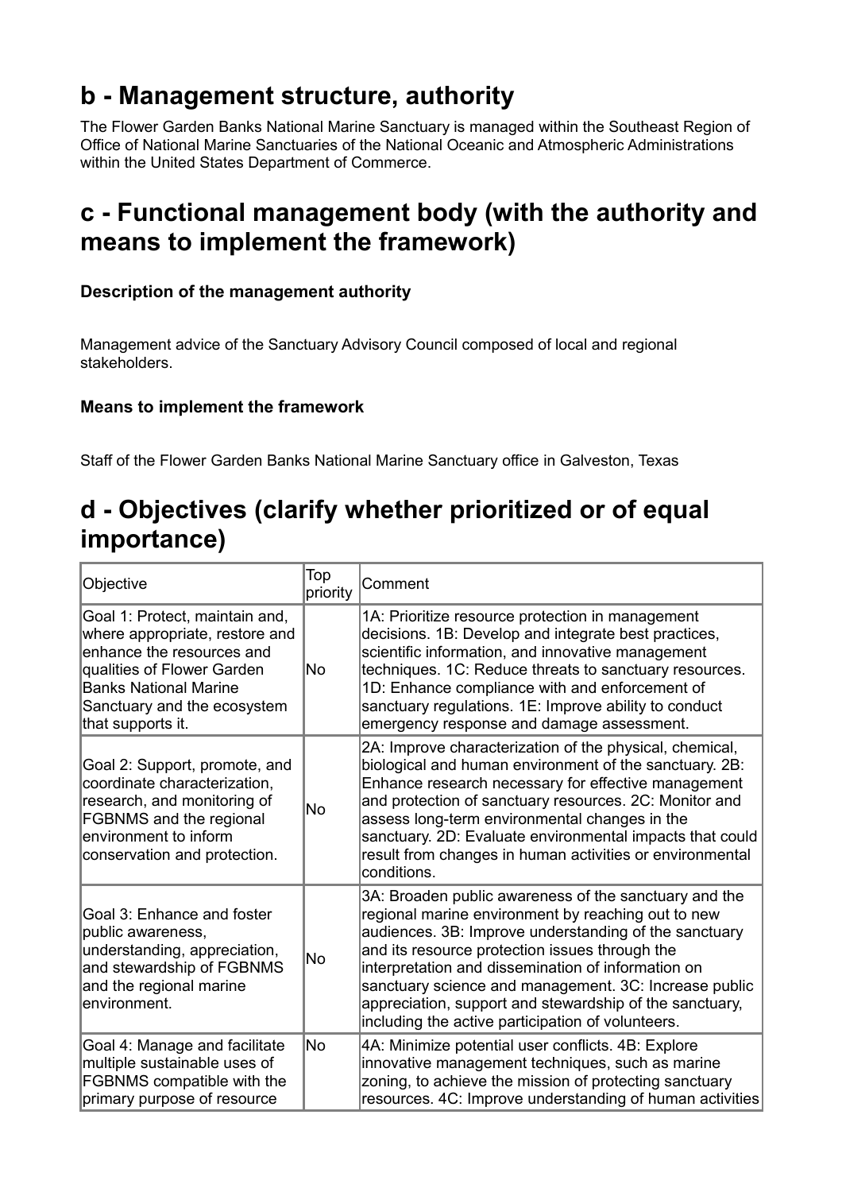## b - Management structure, authority

The Flower Garden Banks National Marine Sanctuary is managed within the Southeast Region of Office of National Marine Sanctuaries of the National Oceanic and Atmospheric Administrations within the United States Department of Commerce.

## c - Functional management body (with the authority and means to implement the framework)

**Description of the management authority**

Management advice of the Sanctuary Advisory Council composed of local and regional stakeholders.

**Means to implement the framework**

Staff of the Flower Garden Banks National Marine Sanctuary office in Galveston, Texas

## d - Objectives (clarify whether prioritized or of equal importance)

| Objective | Top priority | Comment |
| --- | --- | --- |
| Goal 1: Protect, maintain and, where appropriate, restore and enhance the resources and qualities of Flower Garden Banks National Marine Sanctuary and the ecosystem that supports it. | No | 1A: Prioritize resource protection in management decisions. 1B: Develop and integrate best practices, scientific information, and innovative management techniques. 1C: Reduce threats to sanctuary resources. 1D: Enhance compliance with and enforcement of sanctuary regulations. 1E: Improve ability to conduct emergency response and damage assessment. |
| Goal 2: Support, promote, and coordinate characterization, research, and monitoring of FGBNMS and the regional environment to inform conservation and protection. | No | 2A: Improve characterization of the physical, chemical, biological and human environment of the sanctuary. 2B: Enhance research necessary for effective management and protection of sanctuary resources. 2C: Monitor and assess long-term environmental changes in the sanctuary. 2D: Evaluate environmental impacts that could result from changes in human activities or environmental conditions. |
| Goal 3: Enhance and foster public awareness, understanding, appreciation, and stewardship of FGBNMS and the regional marine environment. | No | 3A: Broaden public awareness of the sanctuary and the regional marine environment by reaching out to new audiences. 3B: Improve understanding of the sanctuary and its resource protection issues through the interpretation and dissemination of information on sanctuary science and management. 3C: Increase public appreciation, support and stewardship of the sanctuary, including the active participation of volunteers. |
| Goal 4: Manage and facilitate multiple sustainable uses of FGBNMS compatible with the primary purpose of resource | No | 4A: Minimize potential user conflicts. 4B: Explore innovative management techniques, such as marine zoning, to achieve the mission of protecting sanctuary resources. 4C: Improve understanding of human activities |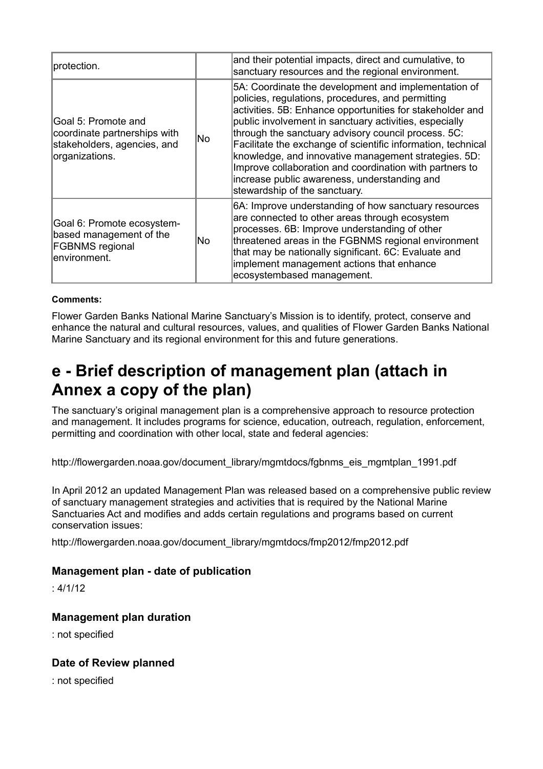| | | |
|---|---|---|
| protection. | | and their potential impacts, direct and cumulative, to sanctuary resources and the regional environment. |
| Goal 5: Promote and coordinate partnerships with stakeholders, agencies, and organizations. | No | 5A: Coordinate the development and implementation of policies, regulations, procedures, and permitting activities. 5B: Enhance opportunities for stakeholder and public involvement in sanctuary activities, especially through the sanctuary advisory council process. 5C: Facilitate the exchange of scientific information, technical knowledge, and innovative management strategies. 5D: Improve collaboration and coordination with partners to increase public awareness, understanding and stewardship of the sanctuary. |
| Goal 6: Promote ecosystem-based management of the FGBNMS regional environment. | No | 6A: Improve understanding of how sanctuary resources are connected to other areas through ecosystem processes. 6B: Improve understanding of other threatened areas in the FGBNMS regional environment that may be nationally significant. 6C: Evaluate and implement management actions that enhance ecosystembased management. |

**Comments:**

Flower Garden Banks National Marine Sanctuary's Mission is to identify, protect, conserve and enhance the natural and cultural resources, values, and qualities of Flower Garden Banks National Marine Sanctuary and its regional environment for this and future generations.

# e - Brief description of management plan (attach in Annex a copy of the plan)

The sanctuary's original management plan is a comprehensive approach to resource protection and management. It includes programs for science, education, outreach, regulation, enforcement, permitting and coordination with other local, state and federal agencies:

http://flowergarden.noaa.gov/document_library/mgmtdocs/fgbnms_eis_mgmtplan_1991.pdf

In April 2012 an updated Management Plan was released based on a comprehensive public review of sanctuary management strategies and activities that is required by the National Marine Sanctuaries Act and modifies and adds certain regulations and programs based on current conservation issues:

http://flowergarden.noaa.gov/document_library/mgmtdocs/fmp2012/fmp2012.pdf

### Management plan - date of publication

: 4/1/12

### Management plan duration

: not specified

### Date of Review planned

: not specified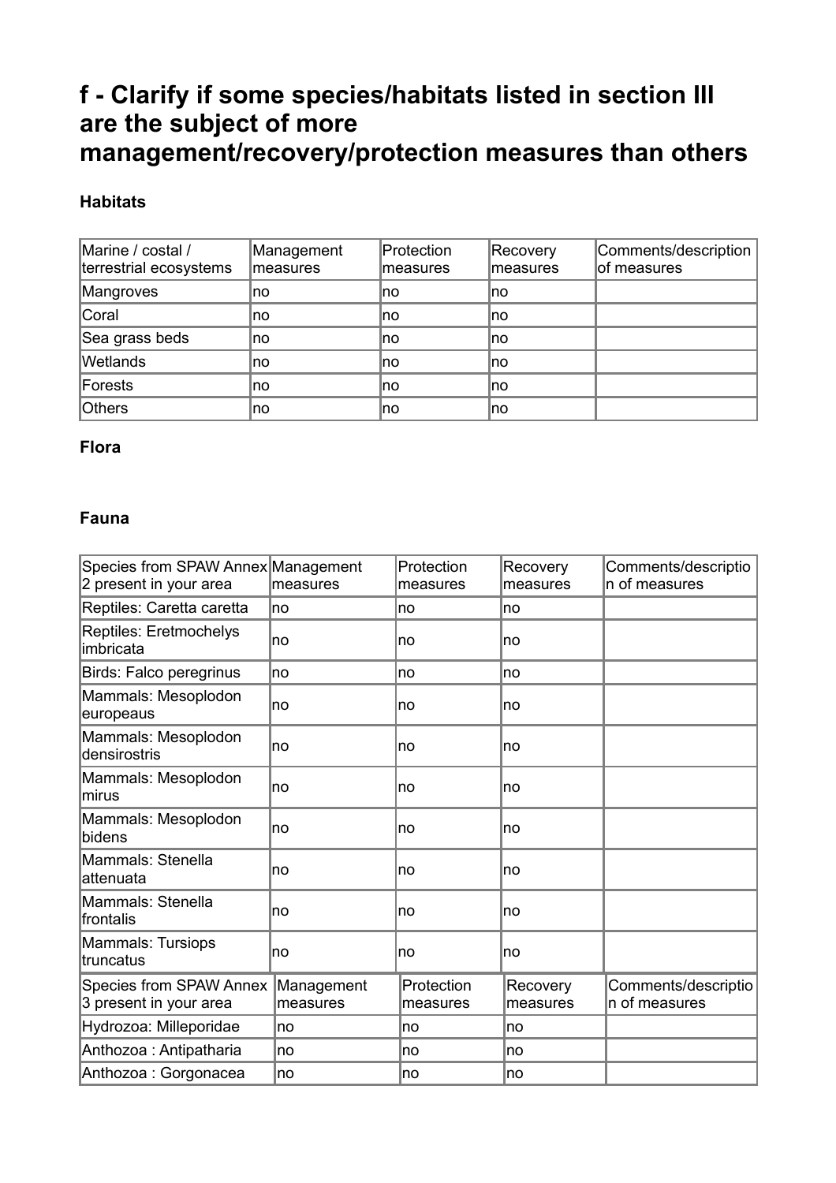# f - Clarify if some species/habitats listed in section III are the subject of more management/recovery/protection measures than others

### Habitats

| Marine / costal / terrestrial ecosystems | Management measures | Protection measures | Recovery measures | Comments/description of measures |
|---|---|---|---|---|
| Mangroves | no | no | no | |
| Coral | no | no | no | |
| Sea grass beds | no | no | no | |
| Wetlands | no | no | no | |
| Forests | no | no | no | |
| Others | no | no | no | |

### Flora

### Fauna

| Species from SPAW Annex 2 present in your area | Management measures | Protection measures | Recovery measures | Comments/description of measures |
|---|---|---|---|---|
| Reptiles: Caretta caretta | no | no | no | |
| Reptiles: Eretmochelys imbricata | no | no | no | |
| Birds: Falco peregrinus | no | no | no | |
| Mammals: Mesoplodon europeaus | no | no | no | |
| Mammals: Mesoplodon densirostris | no | no | no | |
| Mammals: Mesoplodon mirus | no | no | no | |
| Mammals: Mesoplodon bidens | no | no | no | |
| Mammals: Stenella attenuata | no | no | no | |
| Mammals: Stenella frontalis | no | no | no | |
| Mammals: Tursiops truncatus | no | no | no | |
| **Species from SPAW Annex 3 present in your area** | **Management measures** | **Protection measures** | **Recovery measures** | **Comments/description of measures** |
| Hydrozoa: Milleporidae | no | no | no | |
| Anthozoa : Antipatharia | no | no | no | |
| Anthozoa : Gorgonacea | no | no | no | |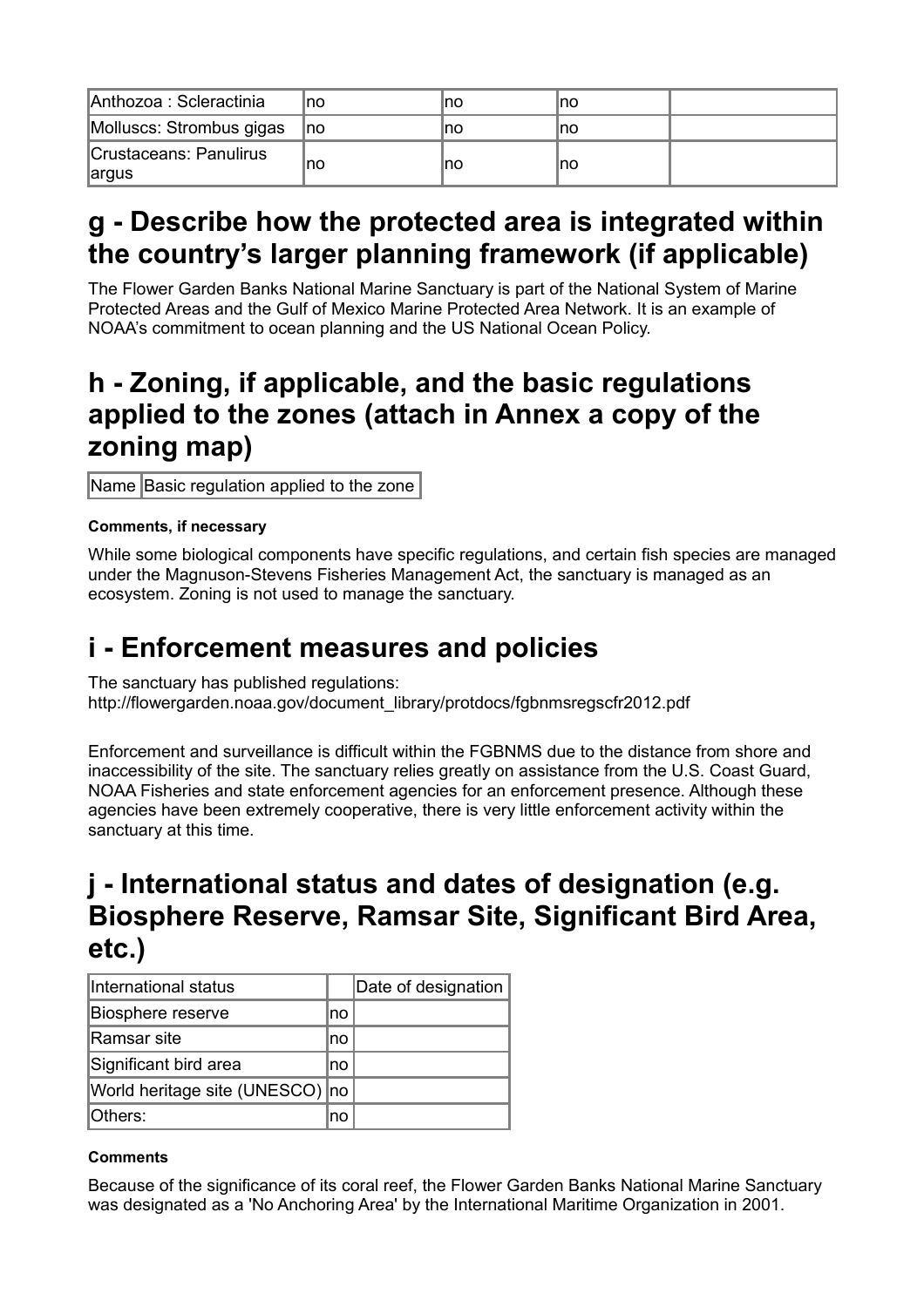| Anthozoa : Scleractinia | no | no | no | |
|---|---|---|---|---|
| Molluscs: Strombus gigas | no | no | no | |
| Crustaceans: Panulirus argus | no | no | no | |

## g - Describe how the protected area is integrated within the country's larger planning framework (if applicable)

The Flower Garden Banks National Marine Sanctuary is part of the National System of Marine Protected Areas and the Gulf of Mexico Marine Protected Area Network. It is an example of NOAA's commitment to ocean planning and the US National Ocean Policy.

## h - Zoning, if applicable, and the basic regulations applied to the zones (attach in Annex a copy of the zoning map)

| Name | Basic regulation applied to the zone |
|---|---|

**Comments, if necessary**

While some biological components have specific regulations, and certain fish species are managed under the Magnuson-Stevens Fisheries Management Act, the sanctuary is managed as an ecosystem. Zoning is not used to manage the sanctuary.

## i - Enforcement measures and policies

The sanctuary has published regulations:
http://flowergarden.noaa.gov/document_library/protdocs/fgbnmsregscfr2012.pdf

Enforcement and surveillance is difficult within the FGBNMS due to the distance from shore and inaccessibility of the site. The sanctuary relies greatly on assistance from the U.S. Coast Guard, NOAA Fisheries and state enforcement agencies for an enforcement presence. Although these agencies have been extremely cooperative, there is very little enforcement activity within the sanctuary at this time.

## j - International status and dates of designation (e.g. Biosphere Reserve, Ramsar Site, Significant Bird Area, etc.)

| International status | | Date of designation |
|---|---|---|
| Biosphere reserve | no | |
| Ramsar site | no | |
| Significant bird area | no | |
| World heritage site (UNESCO) | no | |
| Others: | no | |

**Comments**

Because of the significance of its coral reef, the Flower Garden Banks National Marine Sanctuary was designated as a 'No Anchoring Area' by the International Maritime Organization in 2001.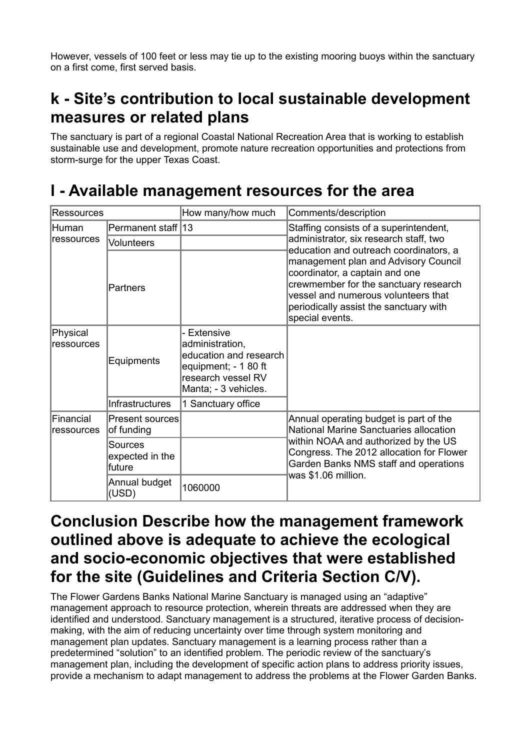However, vessels of 100 feet or less may tie up to the existing mooring buoys within the sanctuary on a first come, first served basis.

## k - Site’s contribution to local sustainable development measures or related plans

The sanctuary is part of a regional Coastal National Recreation Area that is working to establish sustainable use and development, promote nature recreation opportunities and protections from storm-surge for the upper Texas Coast.

## l - Available management resources for the area

| Ressources | | How many/how much | Comments/description |
|---|---|---|---|
| Human ressources | Permanent staff | 13 | Staffing consists of a superintendent, administrator, six research staff, two education and outreach coordinators, a management plan and Advisory Council coordinator, a captain and one crewmember for the sanctuary research vessel and numerous volunteers that periodically assist the sanctuary with special events. |
| | Volunteers | | |
| | Partners | | |
| Physical ressources | Equipments | - Extensive administration, education and research equipment; - 1 80 ft research vessel RV Manta; - 3 vehicles. | |
| | Infrastructures | 1 Sanctuary office | |
| Financial ressources | Present sources of funding | | Annual operating budget is part of the National Marine Sanctuaries allocation within NOAA and authorized by the US Congress. The 2012 allocation for Flower Garden Banks NMS staff and operations was $1.06 million. |
| | Sources expected in the future | | |
| | Annual budget (USD) | 1060000 | |

## Conclusion Describe how the management framework outlined above is adequate to achieve the ecological and socio-economic objectives that were established for the site (Guidelines and Criteria Section C/V).

The Flower Gardens Banks National Marine Sanctuary is managed using an “adaptive” management approach to resource protection, wherein threats are addressed when they are identified and understood. Sanctuary management is a structured, iterative process of decision-making, with the aim of reducing uncertainty over time through system monitoring and management plan updates. Sanctuary management is a learning process rather than a predetermined “solution” to an identified problem. The periodic review of the sanctuary’s management plan, including the development of specific action plans to address priority issues, provide a mechanism to adapt management to address the problems at the Flower Garden Banks.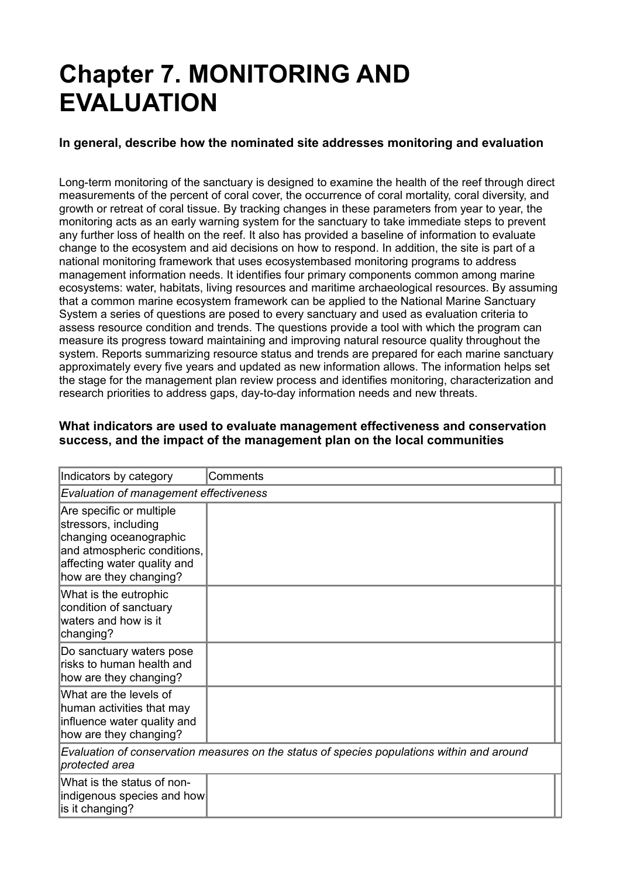# Chapter 7. MONITORING AND EVALUATION

**In general, describe how the nominated site addresses monitoring and evaluation**

Long-term monitoring of the sanctuary is designed to examine the health of the reef through direct measurements of the percent of coral cover, the occurrence of coral mortality, coral diversity, and growth or retreat of coral tissue. By tracking changes in these parameters from year to year, the monitoring acts as an early warning system for the sanctuary to take immediate steps to prevent any further loss of health on the reef. It also has provided a baseline of information to evaluate change to the ecosystem and aid decisions on how to respond. In addition, the site is part of a national monitoring framework that uses ecosystembased monitoring programs to address management information needs. It identifies four primary components common among marine ecosystems: water, habitats, living resources and maritime archaeological resources. By assuming that a common marine ecosystem framework can be applied to the National Marine Sanctuary System a series of questions are posed to every sanctuary and used as evaluation criteria to assess resource condition and trends. The questions provide a tool with which the program can measure its progress toward maintaining and improving natural resource quality throughout the system. Reports summarizing resource status and trends are prepared for each marine sanctuary approximately every five years and updated as new information allows. The information helps set the stage for the management plan review process and identifies monitoring, characterization and research priorities to address gaps, day-to-day information needs and new threats.

**What indicators are used to evaluate management effectiveness and conservation success, and the impact of the management plan on the local communities**

| Indicators by category | Comments |
|---|---|
| *Evaluation of management effectiveness* | |
| Are specific or multiple stressors, including changing oceanographic and atmospheric conditions, affecting water quality and how are they changing? | |
| What is the eutrophic condition of sanctuary waters and how is it changing? | |
| Do sanctuary waters pose risks to human health and how are they changing? | |
| What are the levels of human activities that may influence water quality and how are they changing? | |
| *Evaluation of conservation measures on the status of species populations within and around protected area* | |
| What is the status of non-indigenous species and how is it changing? | |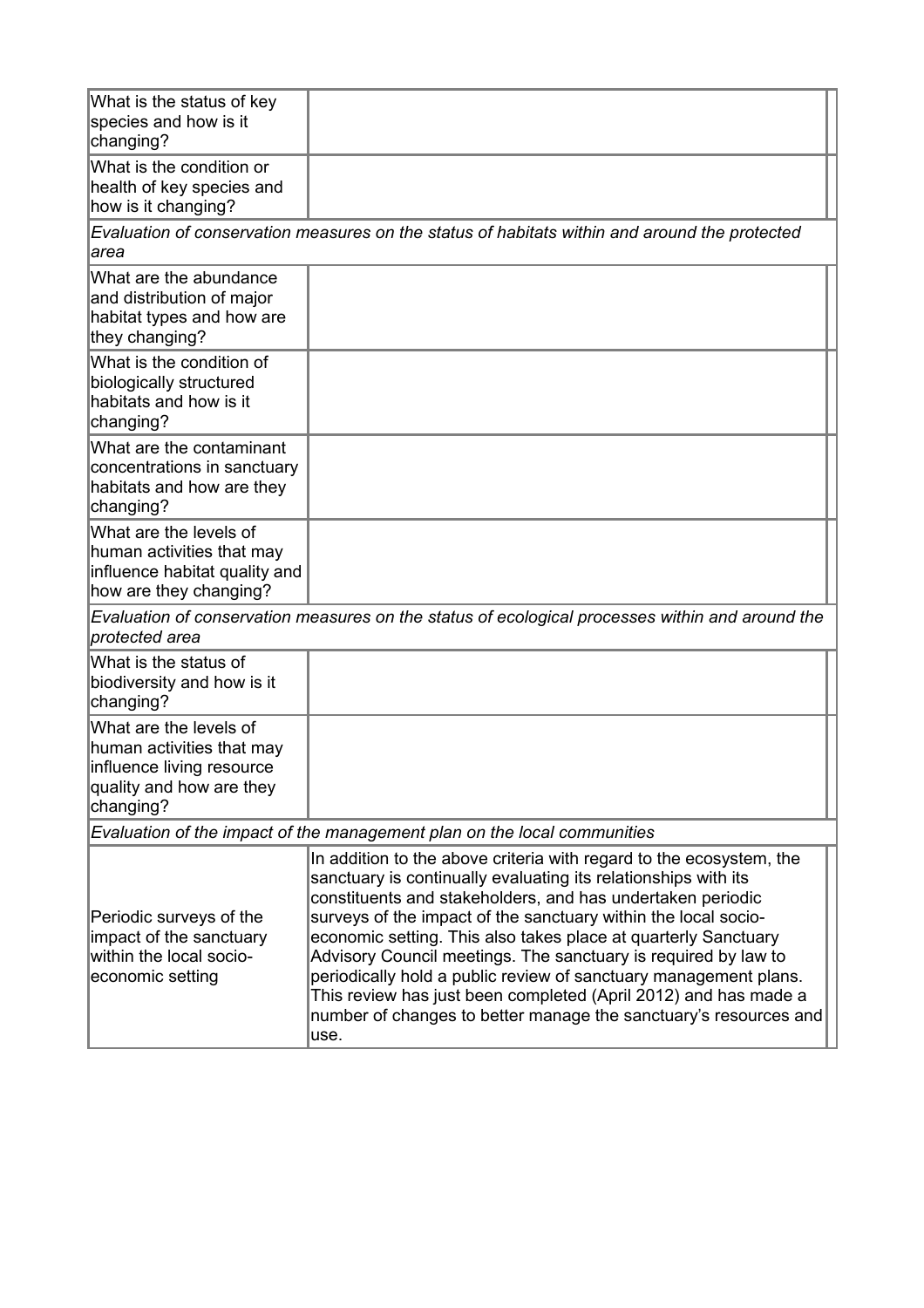| | |
|---|---|
| What is the status of key species and how is it changing? | |
| What is the condition or health of key species and how is it changing? | |
| *Evaluation of conservation measures on the status of habitats within and around the protected area* | |
| What are the abundance and distribution of major habitat types and how are they changing? | |
| What is the condition of biologically structured habitats and how is it changing? | |
| What are the contaminant concentrations in sanctuary habitats and how are they changing? | |
| What are the levels of human activities that may influence habitat quality and how are they changing? | |
| *Evaluation of conservation measures on the status of ecological processes within and around the protected area* | |
| What is the status of biodiversity and how is it changing? | |
| What are the levels of human activities that may influence living resource quality and how are they changing? | |
| *Evaluation of the impact of the management plan on the local communities* | |
| Periodic surveys of the impact of the sanctuary within the local socio-economic setting | In addition to the above criteria with regard to the ecosystem, the sanctuary is continually evaluating its relationships with its constituents and stakeholders, and has undertaken periodic surveys of the impact of the sanctuary within the local socio-economic setting. This also takes place at quarterly Sanctuary Advisory Council meetings. The sanctuary is required by law to periodically hold a public review of sanctuary management plans. This review has just been completed (April 2012) and has made a number of changes to better manage the sanctuary's resources and use. |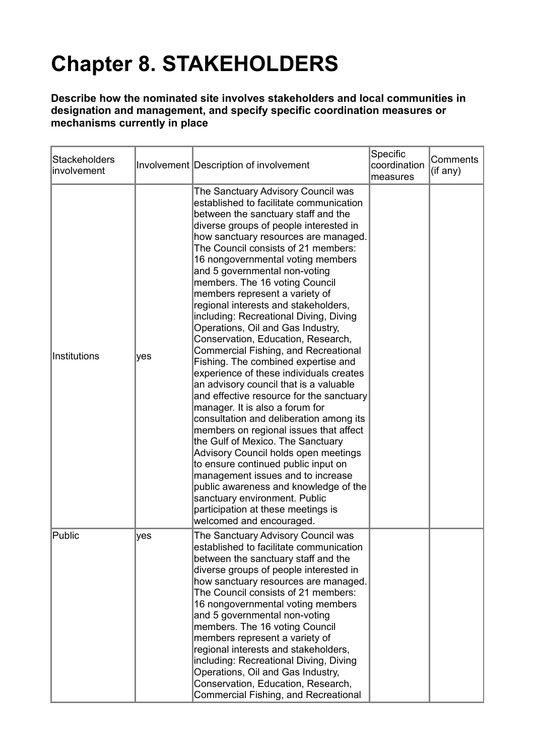# Chapter 8. STAKEHOLDERS

**Describe how the nominated site involves stakeholders and local communities in designation and management, and specify specific coordination measures or mechanisms currently in place**

| Stackeholders involvement | Involvement | Description of involvement | Specific coordination measures | Comments (if any) |
|---|---|---|---|---|
| Institutions | yes | The Sanctuary Advisory Council was established to facilitate communication between the sanctuary staff and the diverse groups of people interested in how sanctuary resources are managed. The Council consists of 21 members: 16 nongovernmental voting members and 5 governmental non-voting members. The 16 voting Council members represent a variety of regional interests and stakeholders, including: Recreational Diving, Diving Operations, Oil and Gas Industry, Conservation, Education, Research, Commercial Fishing, and Recreational Fishing. The combined expertise and experience of these individuals creates an advisory council that is a valuable and effective resource for the sanctuary manager. It is also a forum for consultation and deliberation among its members on regional issues that affect the Gulf of Mexico. The Sanctuary Advisory Council holds open meetings to ensure continued public input on management issues and to increase public awareness and knowledge of the sanctuary environment. Public participation at these meetings is welcomed and encouraged. | | |
| Public | yes | The Sanctuary Advisory Council was established to facilitate communication between the sanctuary staff and the diverse groups of people interested in how sanctuary resources are managed. The Council consists of 21 members: 16 nongovernmental voting members and 5 governmental non-voting members. The 16 voting Council members represent a variety of regional interests and stakeholders, including: Recreational Diving, Diving Operations, Oil and Gas Industry, Conservation, Education, Research, Commercial Fishing, and Recreational | | |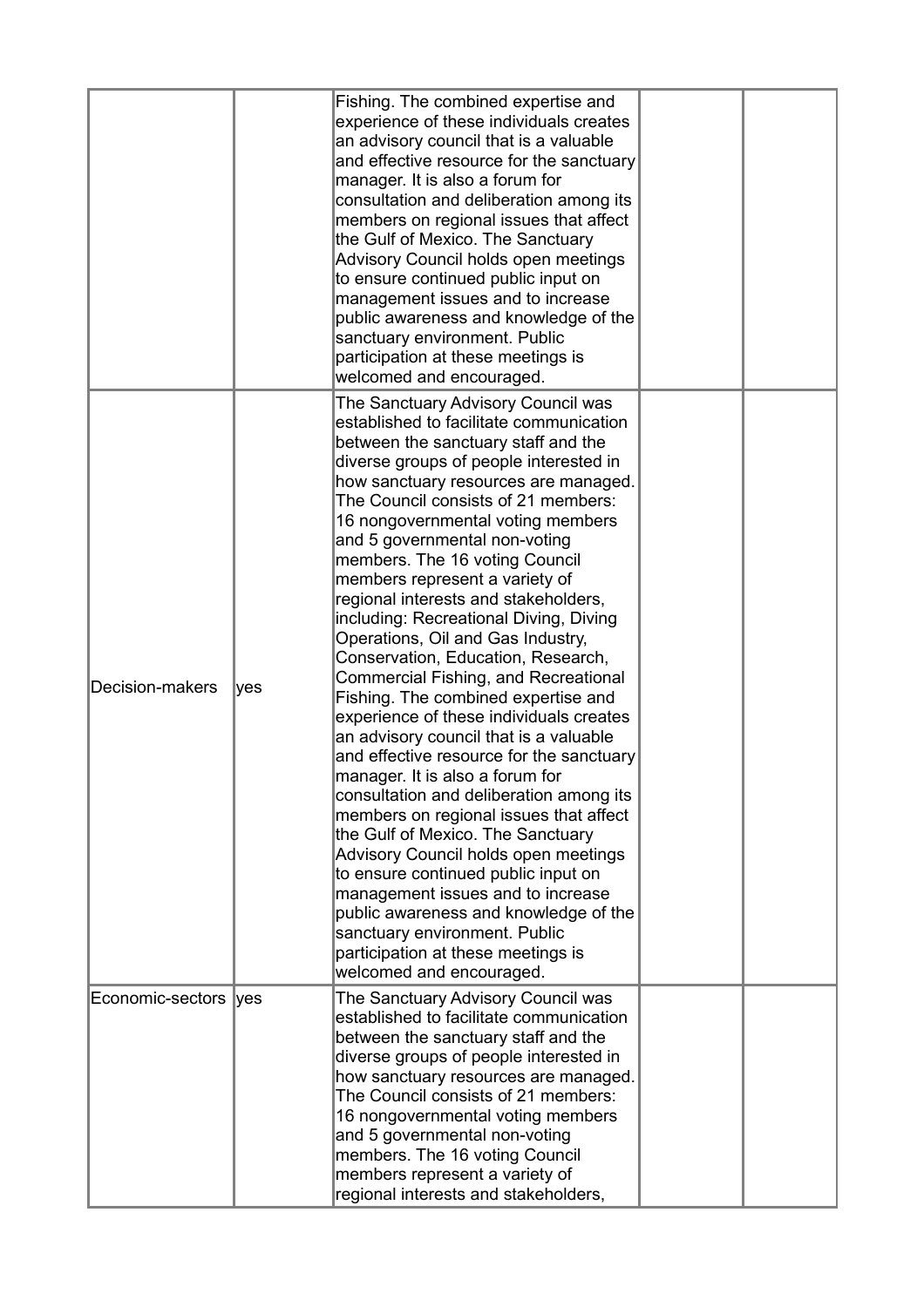| | | | | |
|---|---|---|---|---|
| | | Fishing. The combined expertise and experience of these individuals creates an advisory council that is a valuable and effective resource for the sanctuary manager. It is also a forum for consultation and deliberation among its members on regional issues that affect the Gulf of Mexico. The Sanctuary Advisory Council holds open meetings to ensure continued public input on management issues and to increase public awareness and knowledge of the sanctuary environment. Public participation at these meetings is welcomed and encouraged. | | |
| Decision-makers | yes | The Sanctuary Advisory Council was established to facilitate communication between the sanctuary staff and the diverse groups of people interested in how sanctuary resources are managed. The Council consists of 21 members: 16 nongovernmental voting members and 5 governmental non-voting members. The 16 voting Council members represent a variety of regional interests and stakeholders, including: Recreational Diving, Diving Operations, Oil and Gas Industry, Conservation, Education, Research, Commercial Fishing, and Recreational Fishing. The combined expertise and experience of these individuals creates an advisory council that is a valuable and effective resource for the sanctuary manager. It is also a forum for consultation and deliberation among its members on regional issues that affect the Gulf of Mexico. The Sanctuary Advisory Council holds open meetings to ensure continued public input on management issues and to increase public awareness and knowledge of the sanctuary environment. Public participation at these meetings is welcomed and encouraged. | | |
| Economic-sectors | yes | The Sanctuary Advisory Council was established to facilitate communication between the sanctuary staff and the diverse groups of people interested in how sanctuary resources are managed. The Council consists of 21 members: 16 nongovernmental voting members and 5 governmental non-voting members. The 16 voting Council members represent a variety of regional interests and stakeholders, | | |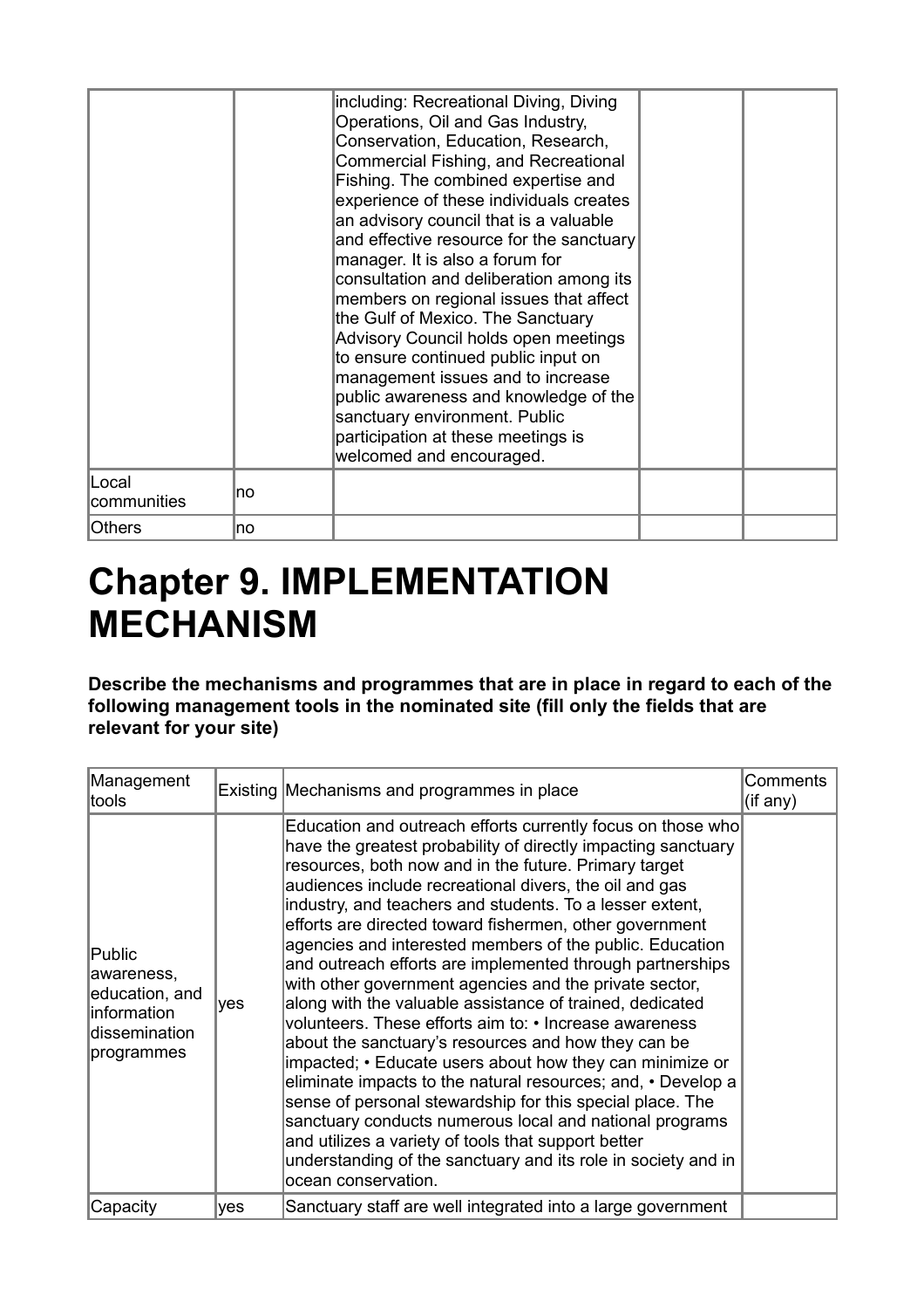| | | | | |
|---|---|---|---|---|
| | | including: Recreational Diving, Diving Operations, Oil and Gas Industry, Conservation, Education, Research, Commercial Fishing, and Recreational Fishing. The combined expertise and experience of these individuals creates an advisory council that is a valuable and effective resource for the sanctuary manager. It is also a forum for consultation and deliberation among its members on regional issues that affect the Gulf of Mexico. The Sanctuary Advisory Council holds open meetings to ensure continued public input on management issues and to increase public awareness and knowledge of the sanctuary environment. Public participation at these meetings is welcomed and encouraged. | | |
| Local communities | no | | | |
| Others | no | | | |

# Chapter 9. IMPLEMENTATION MECHANISM

**Describe the mechanisms and programmes that are in place in regard to each of the following management tools in the nominated site (fill only the fields that are relevant for your site)**

| Management tools | Existing | Mechanisms and programmes in place | Comments (if any) |
|---|---|---|---|
| Public awareness, education, and information dissemination programmes | yes | Education and outreach efforts currently focus on those who have the greatest probability of directly impacting sanctuary resources, both now and in the future. Primary target audiences include recreational divers, the oil and gas industry, and teachers and students. To a lesser extent, efforts are directed toward fishermen, other government agencies and interested members of the public. Education and outreach efforts are implemented through partnerships with other government agencies and the private sector, along with the valuable assistance of trained, dedicated volunteers. These efforts aim to: • Increase awareness about the sanctuary's resources and how they can be impacted; • Educate users about how they can minimize or eliminate impacts to the natural resources; and, • Develop a sense of personal stewardship for this special place. The sanctuary conducts numerous local and national programs and utilizes a variety of tools that support better understanding of the sanctuary and its role in society and in ocean conservation. | |
| Capacity | yes | Sanctuary staff are well integrated into a large government | |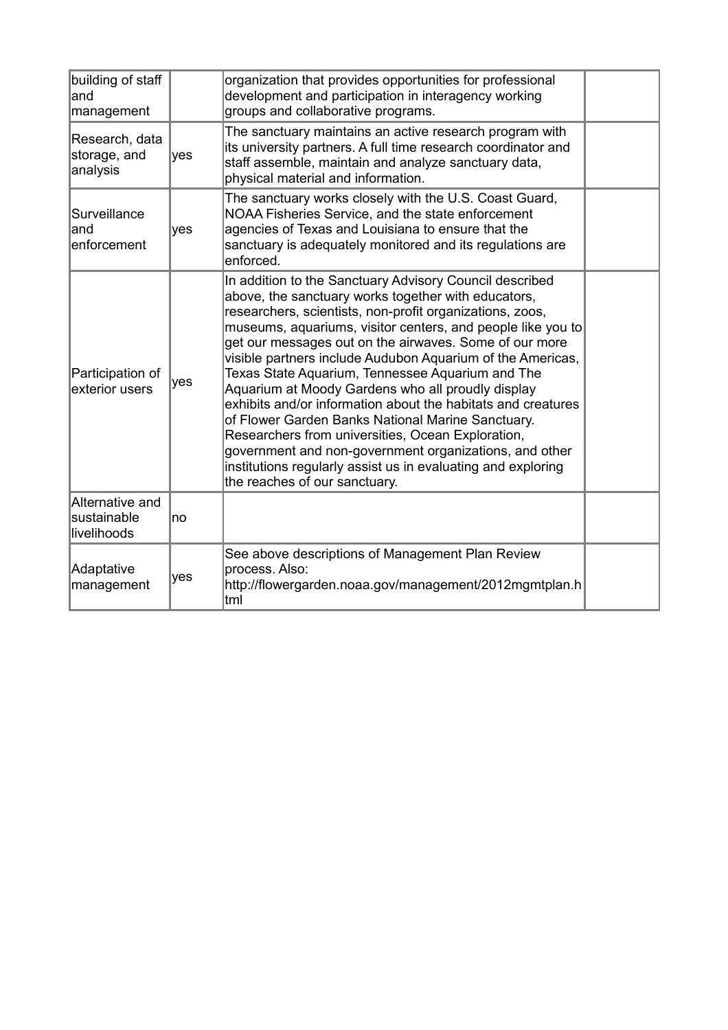| | | | |
|---|---|---|---|
| building of staff and management | | organization that provides opportunities for professional development and participation in interagency working groups and collaborative programs. | |
| Research, data storage, and analysis | yes | The sanctuary maintains an active research program with its university partners. A full time research coordinator and staff assemble, maintain and analyze sanctuary data, physical material and information. | |
| Surveillance and enforcement | yes | The sanctuary works closely with the U.S. Coast Guard, NOAA Fisheries Service, and the state enforcement agencies of Texas and Louisiana to ensure that the sanctuary is adequately monitored and its regulations are enforced. | |
| Participation of exterior users | yes | In addition to the Sanctuary Advisory Council described above, the sanctuary works together with educators, researchers, scientists, non-profit organizations, zoos, museums, aquariums, visitor centers, and people like you to get our messages out on the airwaves. Some of our more visible partners include Audubon Aquarium of the Americas, Texas State Aquarium, Tennessee Aquarium and The Aquarium at Moody Gardens who all proudly display exhibits and/or information about the habitats and creatures of Flower Garden Banks National Marine Sanctuary. Researchers from universities, Ocean Exploration, government and non-government organizations, and other institutions regularly assist us in evaluating and exploring the reaches of our sanctuary. | |
| Alternative and sustainable livelihoods | no | | |
| Adaptative management | yes | See above descriptions of Management Plan Review process. Also: http://flowergarden.noaa.gov/management/2012mgmtplan.html | |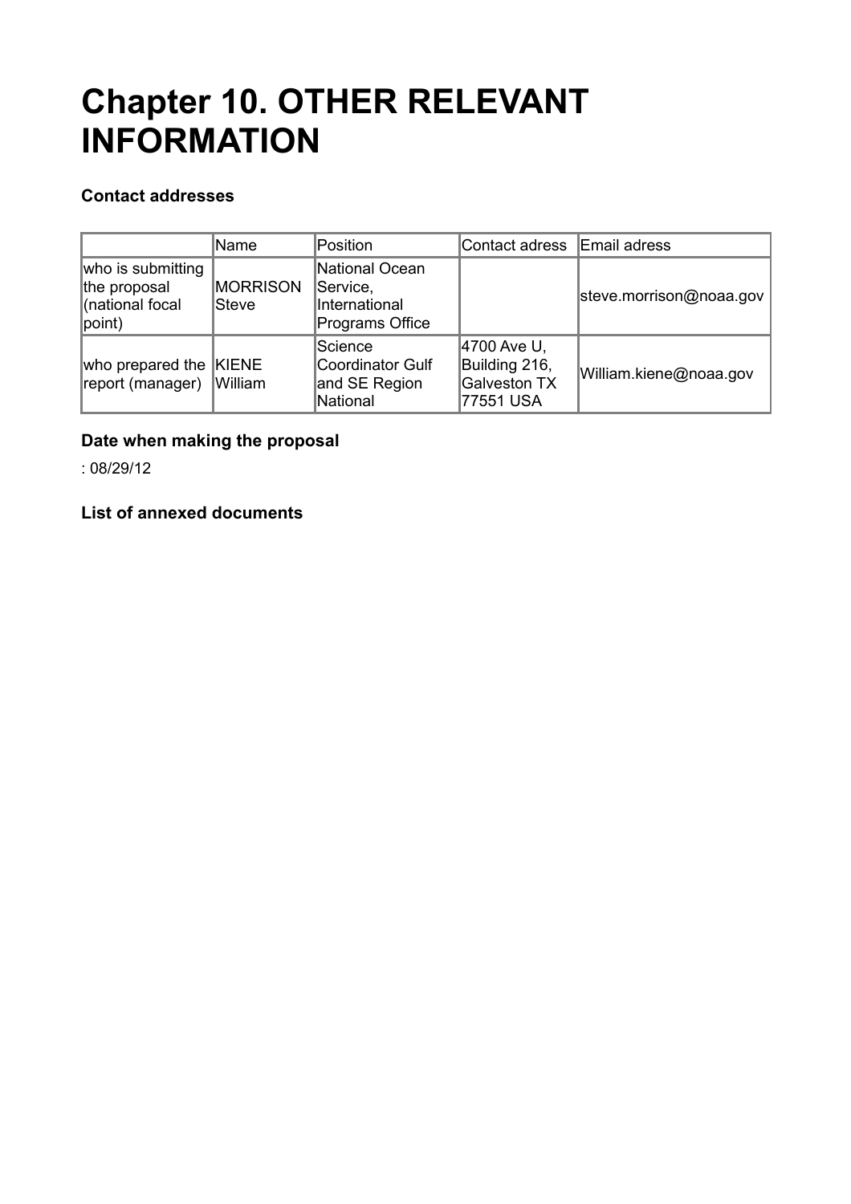# Chapter 10. OTHER RELEVANT INFORMATION

### Contact addresses

| | Name | Position | Contact adress | Email adress |
|---|---|---|---|---|
| who is submitting the proposal (national focal point) | MORRISON Steve | National Ocean Service, International Programs Office | | steve.morrison@noaa.gov |
| who prepared the report (manager) | KIENE William | Science Coordinator Gulf and SE Region National | 4700 Ave U, Building 216, Galveston TX 77551 USA | William.kiene@noaa.gov |

### Date when making the proposal

: 08/29/12

### List of annexed documents